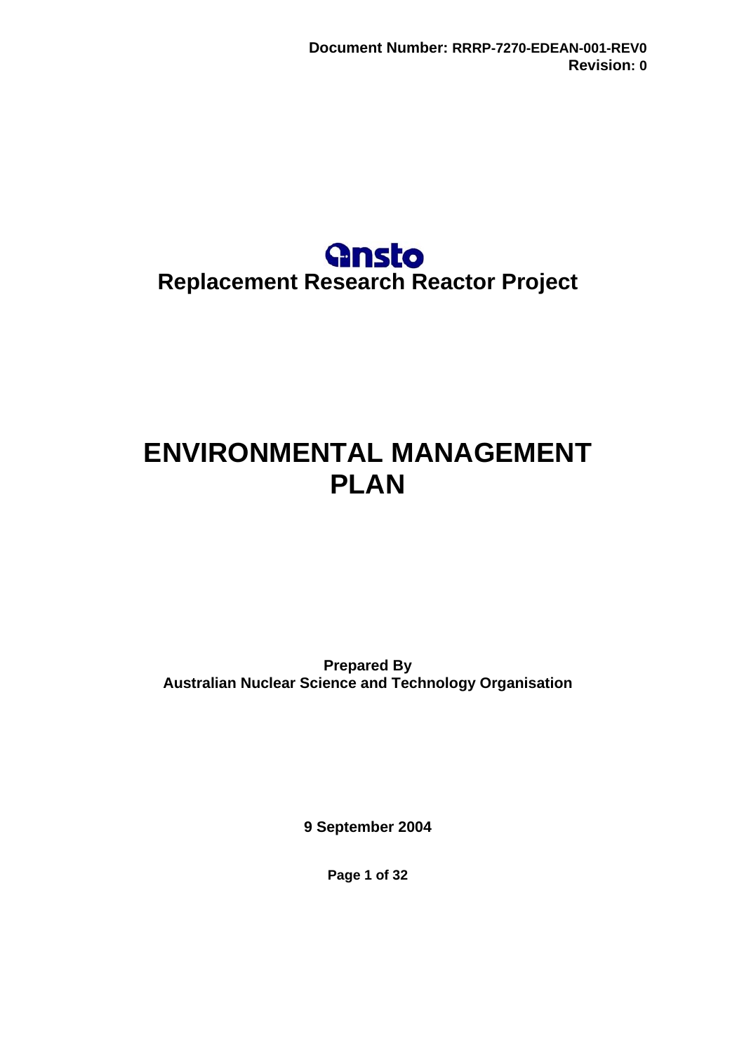**Document Number: RRRP-7270-EDEAN-001-REV0**
**Revision: 0**

ansto

**Replacement Research Reactor Project**

# ENVIRONMENTAL MANAGEMENT PLAN

**Prepared By**
**Australian Nuclear Science and Technology Organisation**

**9 September 2004**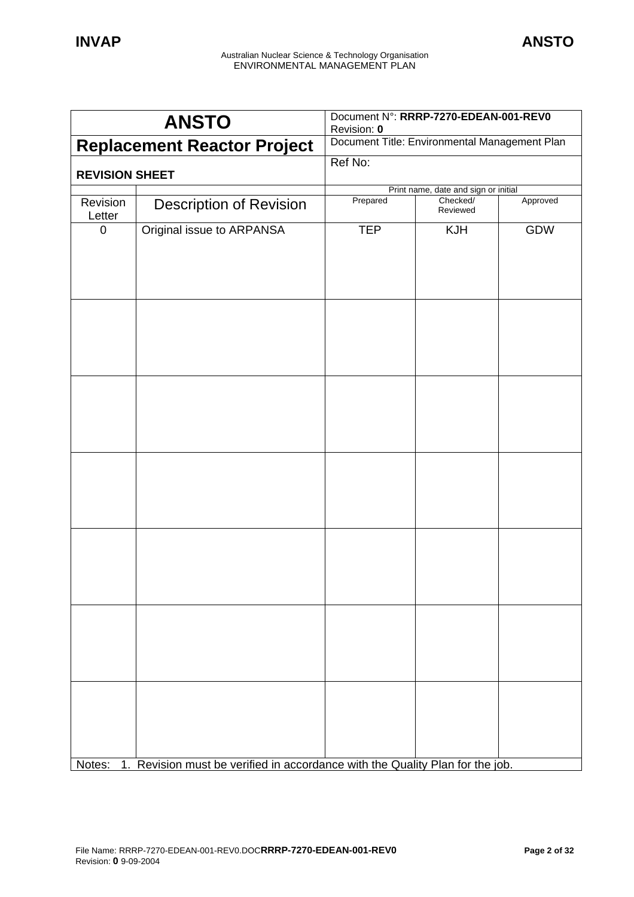| ANSTO | Document N°: **RRRP-7270-EDEAN-001-REV0** Revision: **0** | | |
|---|---|---|---|
| **Replacement Reactor Project** | Document Title: Environmental Management Plan | | |
| **REVISION SHEET** | Ref No: | | |

| | | Print name, date and sign or initial | | |
|---|---|---|---|---|
| Revision Letter | Description of Revision | Prepared | Checked/ Reviewed | Approved |
| 0 | Original issue to ARPANSA | TEP | KJH | GDW |
| | | | | |
| | | | | |
| | | | | |
| | | | | |
| | | | | |
| | | | | |

Notes: 1. Revision must be verified in accordance with the Quality Plan for the job.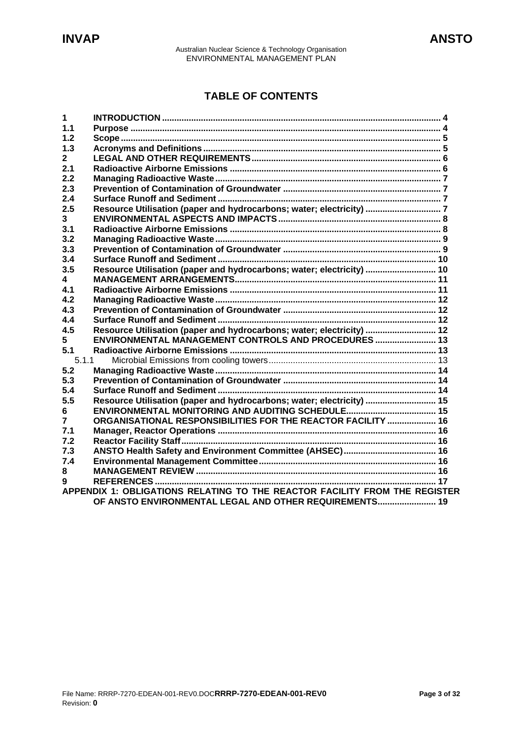## TABLE OF CONTENTS

| | | |
|---|---|---|
| **1** | **INTRODUCTION** | **4** |
| **1.1** | **Purpose** | **4** |
| **1.2** | **Scope** | **5** |
| **1.3** | **Acronyms and Definitions** | **5** |
| **2** | **LEGAL AND OTHER REQUIREMENTS** | **6** |
| **2.1** | **Radioactive Airborne Emissions** | **6** |
| **2.2** | **Managing Radioactive Waste** | **7** |
| **2.3** | **Prevention of Contamination of Groundwater** | **7** |
| **2.4** | **Surface Runoff and Sediment** | **7** |
| **2.5** | **Resource Utilisation (paper and hydrocarbons; water; electricity)** | **7** |
| **3** | **ENVIRONMENTAL ASPECTS AND IMPACTS** | **8** |
| **3.1** | **Radioactive Airborne Emissions** | **8** |
| **3.2** | **Managing Radioactive Waste** | **9** |
| **3.3** | **Prevention of Contamination of Groundwater** | **9** |
| **3.4** | **Surface Runoff and Sediment** | **10** |
| **3.5** | **Resource Utilisation (paper and hydrocarbons; water; electricity)** | **10** |
| **4** | **MANAGEMENT ARRANGEMENTS** | **11** |
| **4.1** | **Radioactive Airborne Emissions** | **11** |
| **4.2** | **Managing Radioactive Waste** | **12** |
| **4.3** | **Prevention of Contamination of Groundwater** | **12** |
| **4.4** | **Surface Runoff and Sediment** | **12** |
| **4.5** | **Resource Utilisation (paper and hydrocarbons; water; electricity)** | **12** |
| **5** | **ENVIRONMENTAL MANAGEMENT CONTROLS AND PROCEDURES** | **13** |
| **5.1** | **Radioactive Airborne Emissions** | **13** |
| 5.1.1 | Microbial Emissions from cooling towers | 13 |
| **5.2** | **Managing Radioactive Waste** | **14** |
| **5.3** | **Prevention of Contamination of Groundwater** | **14** |
| **5.4** | **Surface Runoff and Sediment** | **14** |
| **5.5** | **Resource Utilisation (paper and hydrocarbons; water; electricity)** | **15** |
| **6** | **ENVIRONMENTAL MONITORING AND AUDITING SCHEDULE** | **15** |
| **7** | **ORGANISATIONAL RESPONSIBILITIES FOR THE REACTOR FACILITY** | **16** |
| **7.1** | **Manager, Reactor Operations** | **16** |
| **7.2** | **Reactor Facility Staff** | **16** |
| **7.3** | **ANSTO Health Safety and Environment Committee (AHSEC)** | **16** |
| **7.4** | **Environmental Management Committee** | **16** |
| **8** | **MANAGEMENT REVIEW** | **16** |
| **9** | **REFERENCES** | **17** |
| | **APPENDIX 1: OBLIGATIONS RELATING TO THE REACTOR FACILITY FROM THE REGISTER OF ANSTO ENVIRONMENTAL LEGAL AND OTHER REQUIREMENTS** | **19** |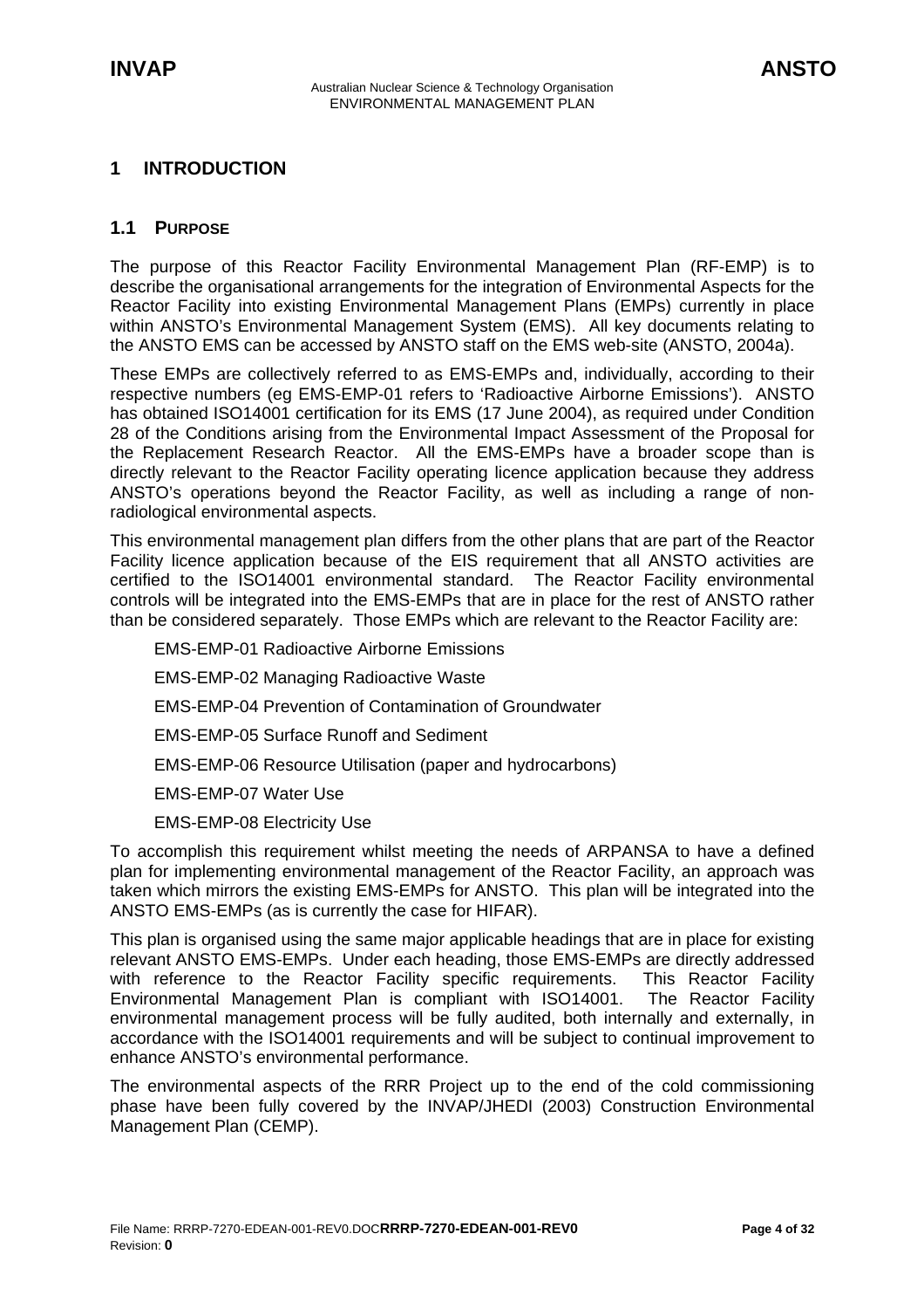# 1 INTRODUCTION

## 1.1 PURPOSE

The purpose of this Reactor Facility Environmental Management Plan (RF-EMP) is to describe the organisational arrangements for the integration of Environmental Aspects for the Reactor Facility into existing Environmental Management Plans (EMPs) currently in place within ANSTO's Environmental Management System (EMS). All key documents relating to the ANSTO EMS can be accessed by ANSTO staff on the EMS web-site (ANSTO, 2004a).

These EMPs are collectively referred to as EMS-EMPs and, individually, according to their respective numbers (eg EMS-EMP-01 refers to 'Radioactive Airborne Emissions'). ANSTO has obtained ISO14001 certification for its EMS (17 June 2004), as required under Condition 28 of the Conditions arising from the Environmental Impact Assessment of the Proposal for the Replacement Research Reactor. All the EMS-EMPs have a broader scope than is directly relevant to the Reactor Facility operating licence application because they address ANSTO's operations beyond the Reactor Facility, as well as including a range of non-radiological environmental aspects.

This environmental management plan differs from the other plans that are part of the Reactor Facility licence application because of the EIS requirement that all ANSTO activities are certified to the ISO14001 environmental standard. The Reactor Facility environmental controls will be integrated into the EMS-EMPs that are in place for the rest of ANSTO rather than be considered separately. Those EMPs which are relevant to the Reactor Facility are:

EMS-EMP-01 Radioactive Airborne Emissions

EMS-EMP-02 Managing Radioactive Waste

EMS-EMP-04 Prevention of Contamination of Groundwater

EMS-EMP-05 Surface Runoff and Sediment

EMS-EMP-06 Resource Utilisation (paper and hydrocarbons)

EMS-EMP-07 Water Use

EMS-EMP-08 Electricity Use

To accomplish this requirement whilst meeting the needs of ARPANSA to have a defined plan for implementing environmental management of the Reactor Facility, an approach was taken which mirrors the existing EMS-EMPs for ANSTO. This plan will be integrated into the ANSTO EMS-EMPs (as is currently the case for HIFAR).

This plan is organised using the same major applicable headings that are in place for existing relevant ANSTO EMS-EMPs. Under each heading, those EMS-EMPs are directly addressed with reference to the Reactor Facility specific requirements. This Reactor Facility Environmental Management Plan is compliant with ISO14001. The Reactor Facility environmental management process will be fully audited, both internally and externally, in accordance with the ISO14001 requirements and will be subject to continual improvement to enhance ANSTO's environmental performance.

The environmental aspects of the RRR Project up to the end of the cold commissioning phase have been fully covered by the INVAP/JHEDI (2003) Construction Environmental Management Plan (CEMP).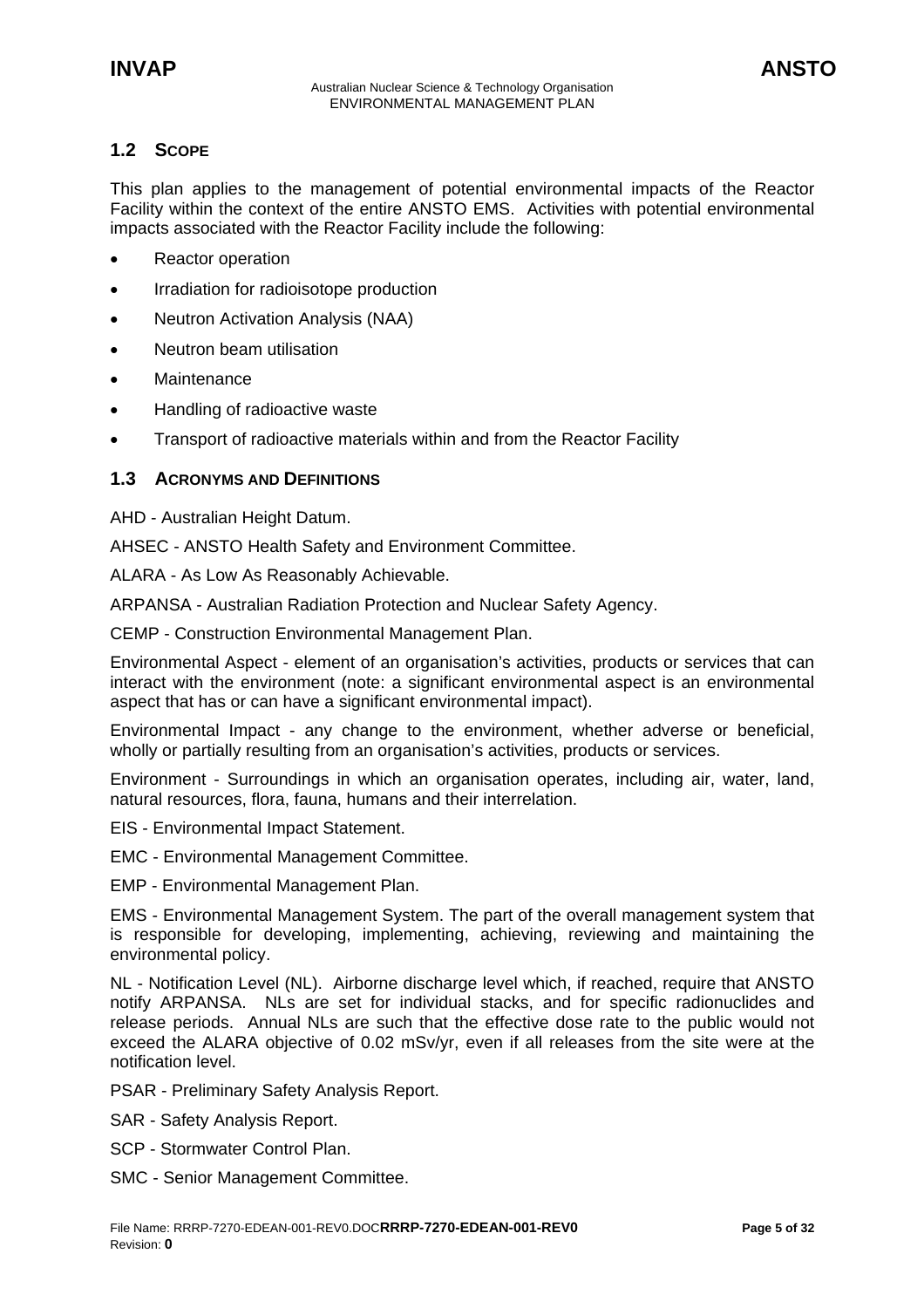## 1.2 SCOPE

This plan applies to the management of potential environmental impacts of the Reactor Facility within the context of the entire ANSTO EMS. Activities with potential environmental impacts associated with the Reactor Facility include the following:

- Reactor operation
- Irradiation for radioisotope production
- Neutron Activation Analysis (NAA)
- Neutron beam utilisation
- Maintenance
- Handling of radioactive waste
- Transport of radioactive materials within and from the Reactor Facility

## 1.3 ACRONYMS AND DEFINITIONS

AHD - Australian Height Datum.

AHSEC - ANSTO Health Safety and Environment Committee.

ALARA - As Low As Reasonably Achievable.

ARPANSA - Australian Radiation Protection and Nuclear Safety Agency.

CEMP - Construction Environmental Management Plan.

Environmental Aspect - element of an organisation's activities, products or services that can interact with the environment (note: a significant environmental aspect is an environmental aspect that has or can have a significant environmental impact).

Environmental Impact - any change to the environment, whether adverse or beneficial, wholly or partially resulting from an organisation's activities, products or services.

Environment - Surroundings in which an organisation operates, including air, water, land, natural resources, flora, fauna, humans and their interrelation.

EIS - Environmental Impact Statement.

EMC - Environmental Management Committee.

EMP - Environmental Management Plan.

EMS - Environmental Management System. The part of the overall management system that is responsible for developing, implementing, achieving, reviewing and maintaining the environmental policy.

NL - Notification Level (NL). Airborne discharge level which, if reached, require that ANSTO notify ARPANSA. NLs are set for individual stacks, and for specific radionuclides and release periods. Annual NLs are such that the effective dose rate to the public would not exceed the ALARA objective of 0.02 mSv/yr, even if all releases from the site were at the notification level.

PSAR - Preliminary Safety Analysis Report.

SAR - Safety Analysis Report.

SCP - Stormwater Control Plan.

SMC - Senior Management Committee.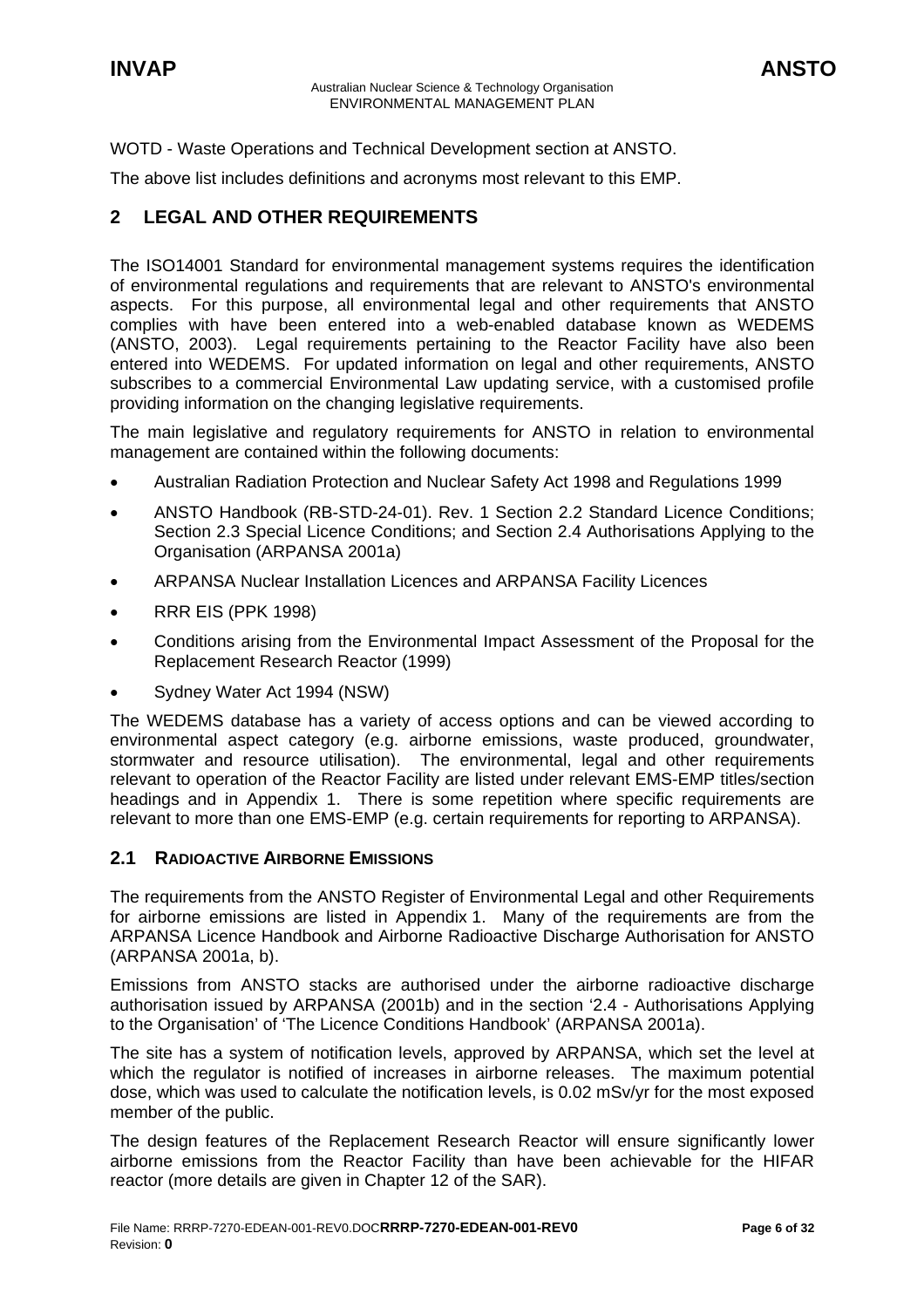WOTD - Waste Operations and Technical Development section at ANSTO.

The above list includes definitions and acronyms most relevant to this EMP.

## 2 LEGAL AND OTHER REQUIREMENTS

The ISO14001 Standard for environmental management systems requires the identification of environmental regulations and requirements that are relevant to ANSTO's environmental aspects. For this purpose, all environmental legal and other requirements that ANSTO complies with have been entered into a web-enabled database known as WEDEMS (ANSTO, 2003). Legal requirements pertaining to the Reactor Facility have also been entered into WEDEMS. For updated information on legal and other requirements, ANSTO subscribes to a commercial Environmental Law updating service, with a customised profile providing information on the changing legislative requirements.

The main legislative and regulatory requirements for ANSTO in relation to environmental management are contained within the following documents:

- Australian Radiation Protection and Nuclear Safety Act 1998 and Regulations 1999
- ANSTO Handbook (RB-STD-24-01). Rev. 1 Section 2.2 Standard Licence Conditions; Section 2.3 Special Licence Conditions; and Section 2.4 Authorisations Applying to the Organisation (ARPANSA 2001a)
- ARPANSA Nuclear Installation Licences and ARPANSA Facility Licences
- RRR EIS (PPK 1998)
- Conditions arising from the Environmental Impact Assessment of the Proposal for the Replacement Research Reactor (1999)
- Sydney Water Act 1994 (NSW)

The WEDEMS database has a variety of access options and can be viewed according to environmental aspect category (e.g. airborne emissions, waste produced, groundwater, stormwater and resource utilisation). The environmental, legal and other requirements relevant to operation of the Reactor Facility are listed under relevant EMS-EMP titles/section headings and in Appendix 1. There is some repetition where specific requirements are relevant to more than one EMS-EMP (e.g. certain requirements for reporting to ARPANSA).

### 2.1 RADIOACTIVE AIRBORNE EMISSIONS

The requirements from the ANSTO Register of Environmental Legal and other Requirements for airborne emissions are listed in Appendix 1. Many of the requirements are from the ARPANSA Licence Handbook and Airborne Radioactive Discharge Authorisation for ANSTO (ARPANSA 2001a, b).

Emissions from ANSTO stacks are authorised under the airborne radioactive discharge authorisation issued by ARPANSA (2001b) and in the section '2.4 - Authorisations Applying to the Organisation' of 'The Licence Conditions Handbook' (ARPANSA 2001a).

The site has a system of notification levels, approved by ARPANSA, which set the level at which the regulator is notified of increases in airborne releases. The maximum potential dose, which was used to calculate the notification levels, is 0.02 mSv/yr for the most exposed member of the public.

The design features of the Replacement Research Reactor will ensure significantly lower airborne emissions from the Reactor Facility than have been achievable for the HIFAR reactor (more details are given in Chapter 12 of the SAR).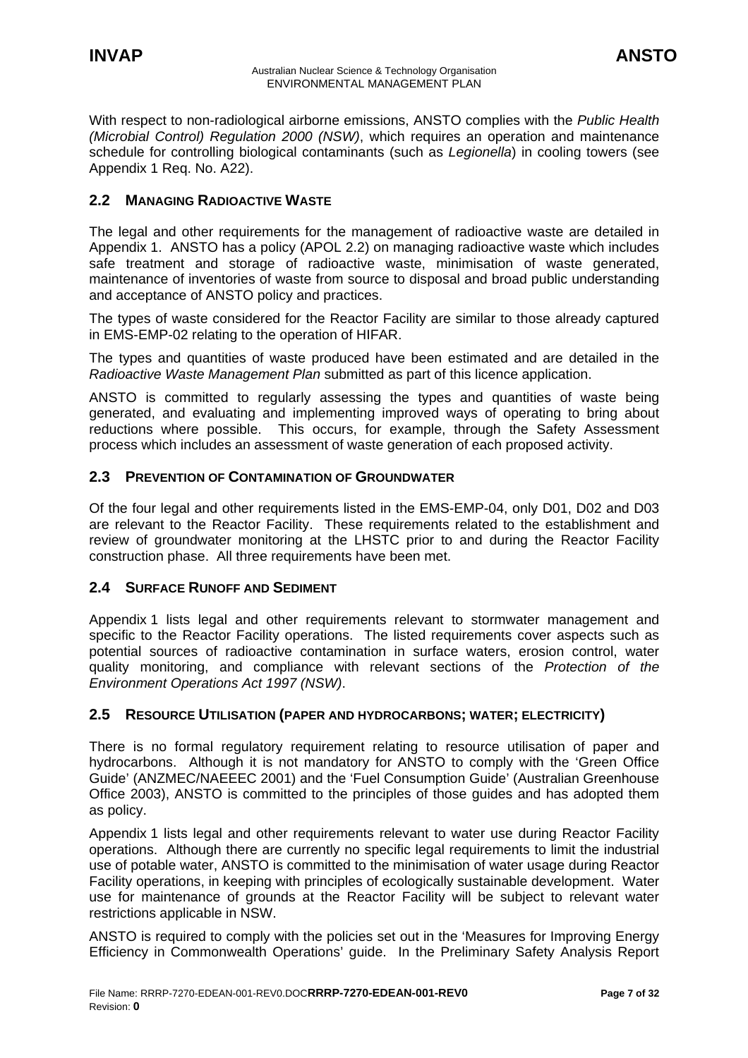With respect to non-radiological airborne emissions, ANSTO complies with the *Public Health (Microbial Control) Regulation 2000 (NSW)*, which requires an operation and maintenance schedule for controlling biological contaminants (such as *Legionella*) in cooling towers (see Appendix 1 Req. No. A22).

## 2.2 MANAGING RADIOACTIVE WASTE

The legal and other requirements for the management of radioactive waste are detailed in Appendix 1. ANSTO has a policy (APOL 2.2) on managing radioactive waste which includes safe treatment and storage of radioactive waste, minimisation of waste generated, maintenance of inventories of waste from source to disposal and broad public understanding and acceptance of ANSTO policy and practices.

The types of waste considered for the Reactor Facility are similar to those already captured in EMS-EMP-02 relating to the operation of HIFAR.

The types and quantities of waste produced have been estimated and are detailed in the *Radioactive Waste Management Plan* submitted as part of this licence application.

ANSTO is committed to regularly assessing the types and quantities of waste being generated, and evaluating and implementing improved ways of operating to bring about reductions where possible. This occurs, for example, through the Safety Assessment process which includes an assessment of waste generation of each proposed activity.

## 2.3 PREVENTION OF CONTAMINATION OF GROUNDWATER

Of the four legal and other requirements listed in the EMS-EMP-04, only D01, D02 and D03 are relevant to the Reactor Facility. These requirements related to the establishment and review of groundwater monitoring at the LHSTC prior to and during the Reactor Facility construction phase. All three requirements have been met.

## 2.4 SURFACE RUNOFF AND SEDIMENT

Appendix 1 lists legal and other requirements relevant to stormwater management and specific to the Reactor Facility operations. The listed requirements cover aspects such as potential sources of radioactive contamination in surface waters, erosion control, water quality monitoring, and compliance with relevant sections of the *Protection of the Environment Operations Act 1997 (NSW)*.

## 2.5 RESOURCE UTILISATION (PAPER AND HYDROCARBONS; WATER; ELECTRICITY)

There is no formal regulatory requirement relating to resource utilisation of paper and hydrocarbons. Although it is not mandatory for ANSTO to comply with the 'Green Office Guide' (ANZMEC/NAEEEC 2001) and the 'Fuel Consumption Guide' (Australian Greenhouse Office 2003), ANSTO is committed to the principles of those guides and has adopted them as policy.

Appendix 1 lists legal and other requirements relevant to water use during Reactor Facility operations. Although there are currently no specific legal requirements to limit the industrial use of potable water, ANSTO is committed to the minimisation of water usage during Reactor Facility operations, in keeping with principles of ecologically sustainable development. Water use for maintenance of grounds at the Reactor Facility will be subject to relevant water restrictions applicable in NSW.

ANSTO is required to comply with the policies set out in the 'Measures for Improving Energy Efficiency in Commonwealth Operations' guide. In the Preliminary Safety Analysis Report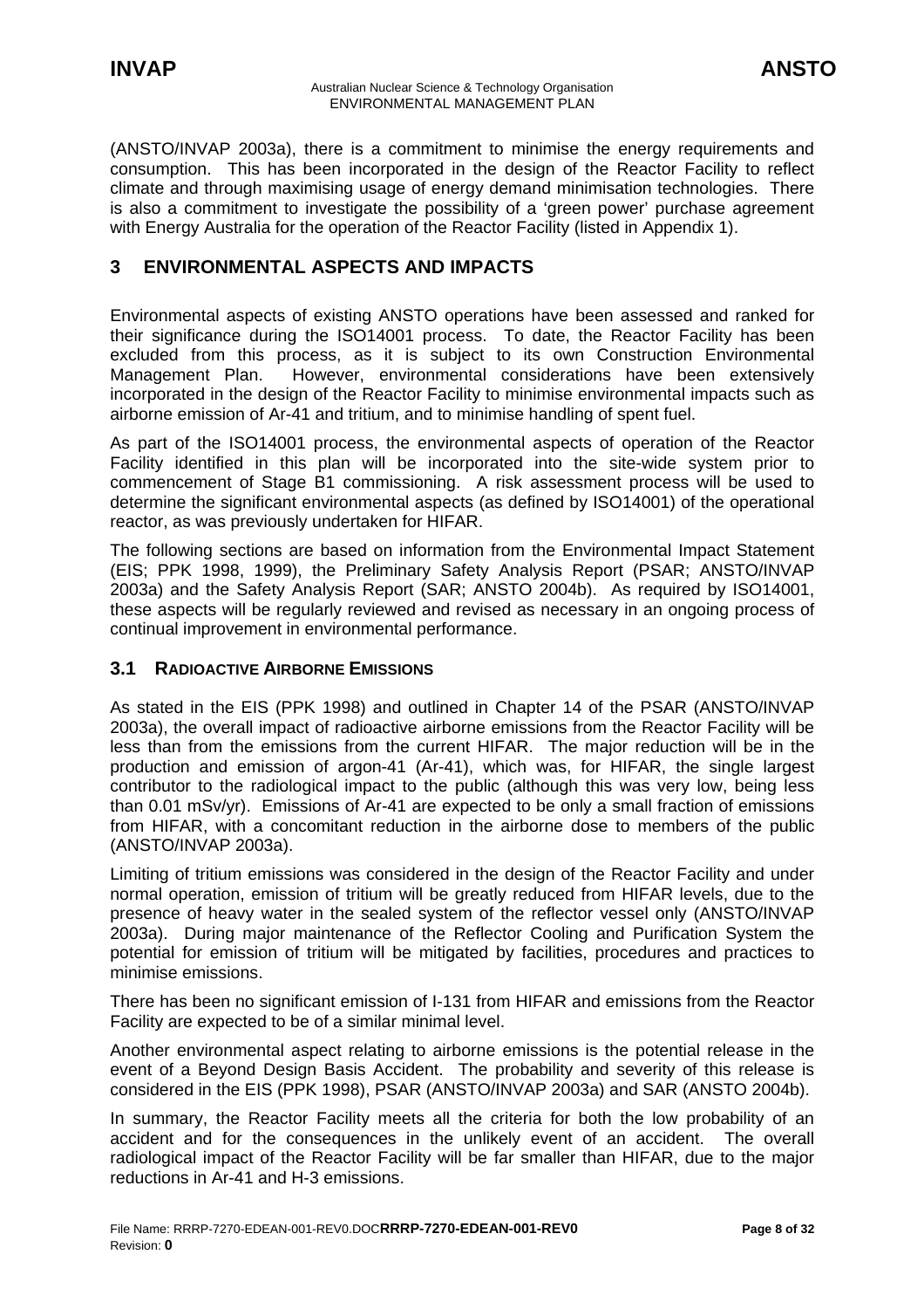(ANSTO/INVAP 2003a), there is a commitment to minimise the energy requirements and consumption. This has been incorporated in the design of the Reactor Facility to reflect climate and through maximising usage of energy demand minimisation technologies. There is also a commitment to investigate the possibility of a 'green power' purchase agreement with Energy Australia for the operation of the Reactor Facility (listed in Appendix 1).

# 3 ENVIRONMENTAL ASPECTS AND IMPACTS

Environmental aspects of existing ANSTO operations have been assessed and ranked for their significance during the ISO14001 process. To date, the Reactor Facility has been excluded from this process, as it is subject to its own Construction Environmental Management Plan. However, environmental considerations have been extensively incorporated in the design of the Reactor Facility to minimise environmental impacts such as airborne emission of Ar-41 and tritium, and to minimise handling of spent fuel.

As part of the ISO14001 process, the environmental aspects of operation of the Reactor Facility identified in this plan will be incorporated into the site-wide system prior to commencement of Stage B1 commissioning. A risk assessment process will be used to determine the significant environmental aspects (as defined by ISO14001) of the operational reactor, as was previously undertaken for HIFAR.

The following sections are based on information from the Environmental Impact Statement (EIS; PPK 1998, 1999), the Preliminary Safety Analysis Report (PSAR; ANSTO/INVAP 2003a) and the Safety Analysis Report (SAR; ANSTO 2004b). As required by ISO14001, these aspects will be regularly reviewed and revised as necessary in an ongoing process of continual improvement in environmental performance.

## 3.1 RADIOACTIVE AIRBORNE EMISSIONS

As stated in the EIS (PPK 1998) and outlined in Chapter 14 of the PSAR (ANSTO/INVAP 2003a), the overall impact of radioactive airborne emissions from the Reactor Facility will be less than from the emissions from the current HIFAR. The major reduction will be in the production and emission of argon-41 (Ar-41), which was, for HIFAR, the single largest contributor to the radiological impact to the public (although this was very low, being less than 0.01 mSv/yr). Emissions of Ar-41 are expected to be only a small fraction of emissions from HIFAR, with a concomitant reduction in the airborne dose to members of the public (ANSTO/INVAP 2003a).

Limiting of tritium emissions was considered in the design of the Reactor Facility and under normal operation, emission of tritium will be greatly reduced from HIFAR levels, due to the presence of heavy water in the sealed system of the reflector vessel only (ANSTO/INVAP 2003a). During major maintenance of the Reflector Cooling and Purification System the potential for emission of tritium will be mitigated by facilities, procedures and practices to minimise emissions.

There has been no significant emission of I-131 from HIFAR and emissions from the Reactor Facility are expected to be of a similar minimal level.

Another environmental aspect relating to airborne emissions is the potential release in the event of a Beyond Design Basis Accident. The probability and severity of this release is considered in the EIS (PPK 1998), PSAR (ANSTO/INVAP 2003a) and SAR (ANSTO 2004b).

In summary, the Reactor Facility meets all the criteria for both the low probability of an accident and for the consequences in the unlikely event of an accident. The overall radiological impact of the Reactor Facility will be far smaller than HIFAR, due to the major reductions in Ar-41 and H-3 emissions.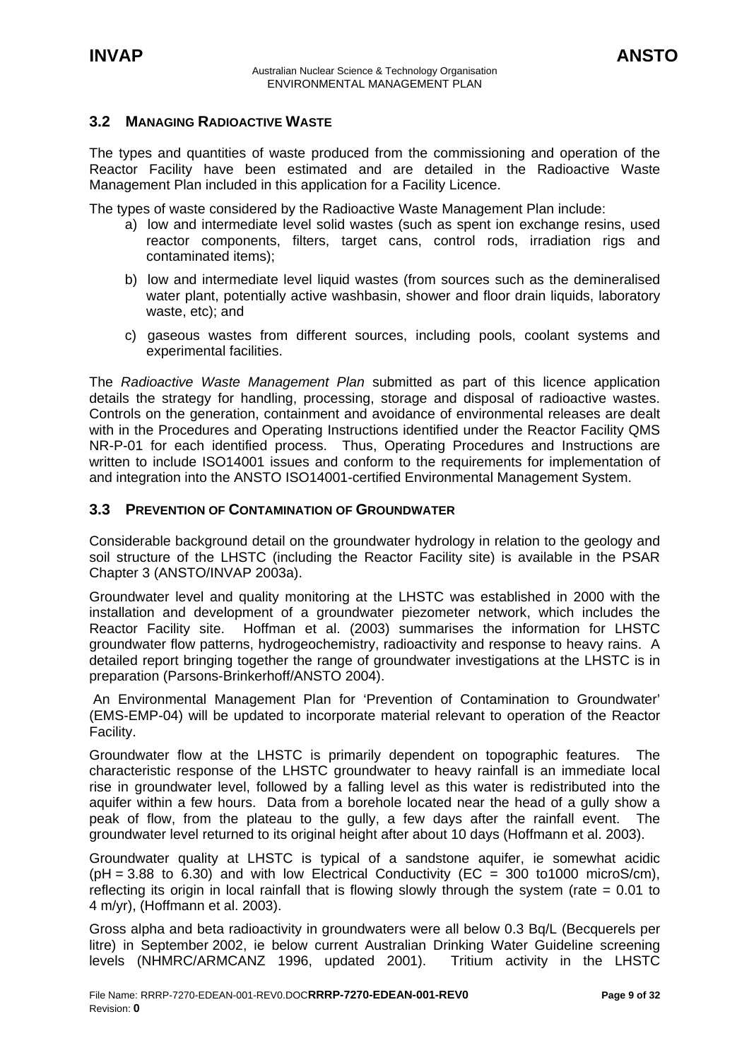### 3.2 MANAGING RADIOACTIVE WASTE

The types and quantities of waste produced from the commissioning and operation of the Reactor Facility have been estimated and are detailed in the Radioactive Waste Management Plan included in this application for a Facility Licence.

The types of waste considered by the Radioactive Waste Management Plan include:

a) low and intermediate level solid wastes (such as spent ion exchange resins, used reactor components, filters, target cans, control rods, irradiation rigs and contaminated items);

b) low and intermediate level liquid wastes (from sources such as the demineralised water plant, potentially active washbasin, shower and floor drain liquids, laboratory waste, etc); and

c) gaseous wastes from different sources, including pools, coolant systems and experimental facilities.

The *Radioactive Waste Management Plan* submitted as part of this licence application details the strategy for handling, processing, storage and disposal of radioactive wastes. Controls on the generation, containment and avoidance of environmental releases are dealt with in the Procedures and Operating Instructions identified under the Reactor Facility QMS NR-P-01 for each identified process. Thus, Operating Procedures and Instructions are written to include ISO14001 issues and conform to the requirements for implementation of and integration into the ANSTO ISO14001-certified Environmental Management System.

### 3.3 PREVENTION OF CONTAMINATION OF GROUNDWATER

Considerable background detail on the groundwater hydrology in relation to the geology and soil structure of the LHSTC (including the Reactor Facility site) is available in the PSAR Chapter 3 (ANSTO/INVAP 2003a).

Groundwater level and quality monitoring at the LHSTC was established in 2000 with the installation and development of a groundwater piezometer network, which includes the Reactor Facility site. Hoffman et al. (2003) summarises the information for LHSTC groundwater flow patterns, hydrogeochemistry, radioactivity and response to heavy rains. A detailed report bringing together the range of groundwater investigations at the LHSTC is in preparation (Parsons-Brinkerhoff/ANSTO 2004).

An Environmental Management Plan for 'Prevention of Contamination to Groundwater' (EMS-EMP-04) will be updated to incorporate material relevant to operation of the Reactor Facility.

Groundwater flow at the LHSTC is primarily dependent on topographic features. The characteristic response of the LHSTC groundwater to heavy rainfall is an immediate local rise in groundwater level, followed by a falling level as this water is redistributed into the aquifer within a few hours. Data from a borehole located near the head of a gully show a peak of flow, from the plateau to the gully, a few days after the rainfall event. The groundwater level returned to its original height after about 10 days (Hoffmann et al. 2003).

Groundwater quality at LHSTC is typical of a sandstone aquifer, ie somewhat acidic (pH = 3.88 to 6.30) and with low Electrical Conductivity (EC = 300 to1000 microS/cm), reflecting its origin in local rainfall that is flowing slowly through the system (rate = 0.01 to 4 m/yr), (Hoffmann et al. 2003).

Gross alpha and beta radioactivity in groundwaters were all below 0.3 Bq/L (Becquerels per litre) in September 2002, ie below current Australian Drinking Water Guideline screening levels (NHMRC/ARMCANZ 1996, updated 2001). Tritium activity in the LHSTC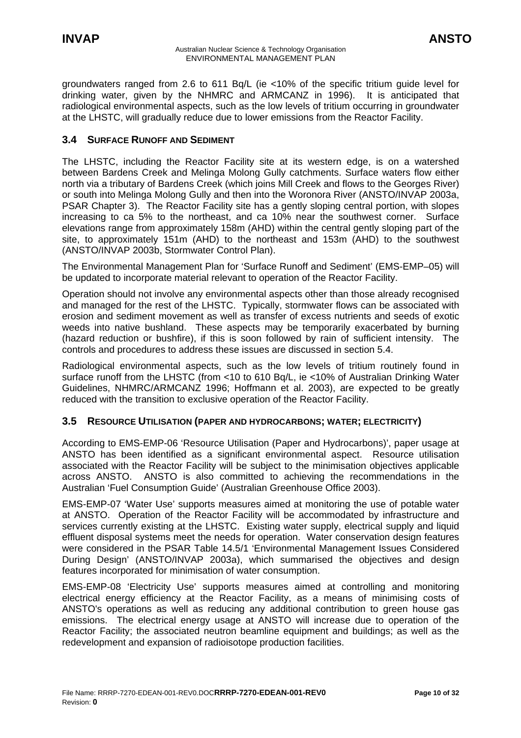groundwaters ranged from 2.6 to 611 Bq/L (ie <10% of the specific tritium guide level for drinking water, given by the NHMRC and ARMCANZ in 1996). It is anticipated that radiological environmental aspects, such as the low levels of tritium occurring in groundwater at the LHSTC, will gradually reduce due to lower emissions from the Reactor Facility.

### 3.4 SURFACE RUNOFF AND SEDIMENT

The LHSTC, including the Reactor Facility site at its western edge, is on a watershed between Bardens Creek and Melinga Molong Gully catchments. Surface waters flow either north via a tributary of Bardens Creek (which joins Mill Creek and flows to the Georges River) or south into Melinga Molong Gully and then into the Woronora River (ANSTO/INVAP 2003a, PSAR Chapter 3). The Reactor Facility site has a gently sloping central portion, with slopes increasing to ca 5% to the northeast, and ca 10% near the southwest corner. Surface elevations range from approximately 158m (AHD) within the central gently sloping part of the site, to approximately 151m (AHD) to the northeast and 153m (AHD) to the southwest (ANSTO/INVAP 2003b, Stormwater Control Plan).

The Environmental Management Plan for 'Surface Runoff and Sediment' (EMS-EMP–05) will be updated to incorporate material relevant to operation of the Reactor Facility.

Operation should not involve any environmental aspects other than those already recognised and managed for the rest of the LHSTC. Typically, stormwater flows can be associated with erosion and sediment movement as well as transfer of excess nutrients and seeds of exotic weeds into native bushland. These aspects may be temporarily exacerbated by burning (hazard reduction or bushfire), if this is soon followed by rain of sufficient intensity. The controls and procedures to address these issues are discussed in section 5.4.

Radiological environmental aspects, such as the low levels of tritium routinely found in surface runoff from the LHSTC (from <10 to 610 Bq/L, ie <10% of Australian Drinking Water Guidelines, NHMRC/ARMCANZ 1996; Hoffmann et al. 2003), are expected to be greatly reduced with the transition to exclusive operation of the Reactor Facility.

### 3.5 RESOURCE UTILISATION (PAPER AND HYDROCARBONS; WATER; ELECTRICITY)

According to EMS-EMP-06 'Resource Utilisation (Paper and Hydrocarbons)', paper usage at ANSTO has been identified as a significant environmental aspect. Resource utilisation associated with the Reactor Facility will be subject to the minimisation objectives applicable across ANSTO. ANSTO is also committed to achieving the recommendations in the Australian 'Fuel Consumption Guide' (Australian Greenhouse Office 2003).

EMS-EMP-07 'Water Use' supports measures aimed at monitoring the use of potable water at ANSTO. Operation of the Reactor Facility will be accommodated by infrastructure and services currently existing at the LHSTC. Existing water supply, electrical supply and liquid effluent disposal systems meet the needs for operation. Water conservation design features were considered in the PSAR Table 14.5/1 'Environmental Management Issues Considered During Design' (ANSTO/INVAP 2003a), which summarised the objectives and design features incorporated for minimisation of water consumption.

EMS-EMP-08 'Electricity Use' supports measures aimed at controlling and monitoring electrical energy efficiency at the Reactor Facility, as a means of minimising costs of ANSTO's operations as well as reducing any additional contribution to green house gas emissions. The electrical energy usage at ANSTO will increase due to operation of the Reactor Facility; the associated neutron beamline equipment and buildings; as well as the redevelopment and expansion of radioisotope production facilities.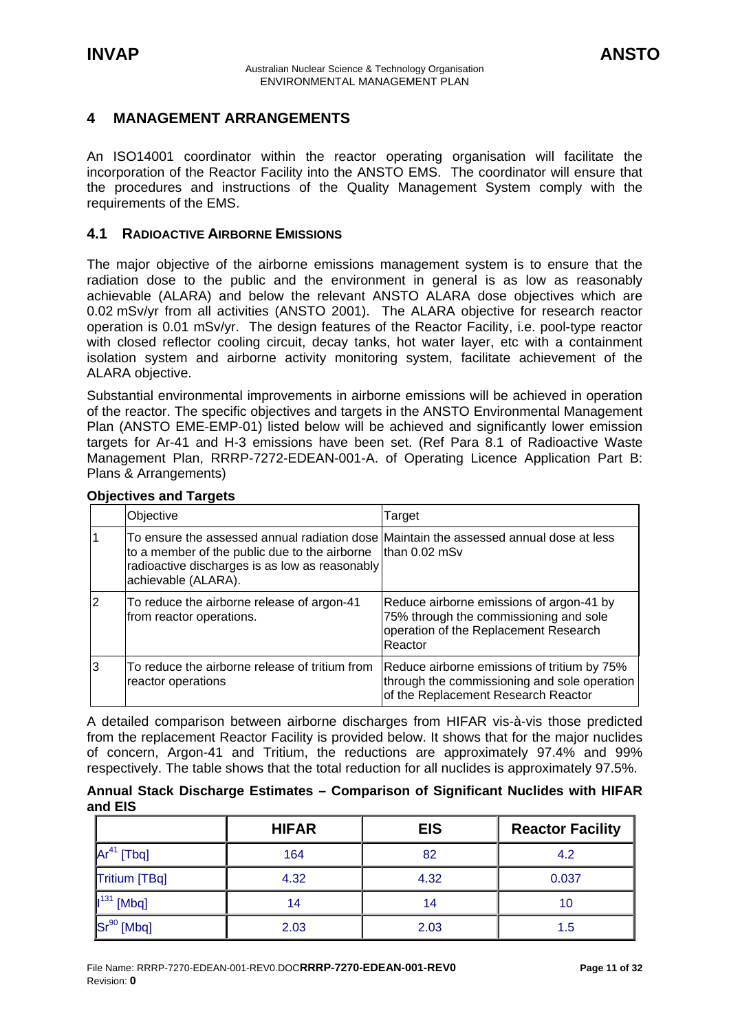## 4 MANAGEMENT ARRANGEMENTS

An ISO14001 coordinator within the reactor operating organisation will facilitate the incorporation of the Reactor Facility into the ANSTO EMS. The coordinator will ensure that the procedures and instructions of the Quality Management System comply with the requirements of the EMS.

### 4.1 RADIOACTIVE AIRBORNE EMISSIONS

The major objective of the airborne emissions management system is to ensure that the radiation dose to the public and the environment in general is as low as reasonably achievable (ALARA) and below the relevant ANSTO ALARA dose objectives which are 0.02 mSv/yr from all activities (ANSTO 2001). The ALARA objective for research reactor operation is 0.01 mSv/yr. The design features of the Reactor Facility, i.e. pool-type reactor with closed reflector cooling circuit, decay tanks, hot water layer, etc with a containment isolation system and airborne activity monitoring system, facilitate achievement of the ALARA objective.

Substantial environmental improvements in airborne emissions will be achieved in operation of the reactor. The specific objectives and targets in the ANSTO Environmental Management Plan (ANSTO EME-EMP-01) listed below will be achieved and significantly lower emission targets for Ar-41 and H-3 emissions have been set. (Ref Para 8.1 of Radioactive Waste Management Plan, RRRP-7272-EDEAN-001-A. of Operating Licence Application Part B: Plans & Arrangements)

**Objectives and Targets**

| | Objective | Target |
|---|---|---|
| 1 | To ensure the assessed annual radiation dose to a member of the public due to the airborne radioactive discharges is as low as reasonably achievable (ALARA). | Maintain the assessed annual dose at less than 0.02 mSv |
| 2 | To reduce the airborne release of argon-41 from reactor operations. | Reduce airborne emissions of argon-41 by 75% through the commissioning and sole operation of the Replacement Research Reactor |
| 3 | To reduce the airborne release of tritium from reactor operations | Reduce airborne emissions of tritium by 75% through the commissioning and sole operation of the Replacement Research Reactor |

A detailed comparison between airborne discharges from HIFAR vis-à-vis those predicted from the replacement Reactor Facility is provided below. It shows that for the major nuclides of concern, Argon-41 and Tritium, the reductions are approximately 97.4% and 99% respectively. The table shows that the total reduction for all nuclides is approximately 97.5%.

**Annual Stack Discharge Estimates – Comparison of Significant Nuclides with HIFAR and EIS**

| | HIFAR | EIS | Reactor Facility |
|---|---|---|---|
| $Ar^{41}$ [Tbq] | 164 | 82 | 4.2 |
| Tritium [TBq] | 4.32 | 4.32 | 0.037 |
| $I^{131}$ [Mbq] | 14 | 14 | 10 |
| $Sr^{90}$ [Mbq] | 2.03 | 2.03 | 1.5 |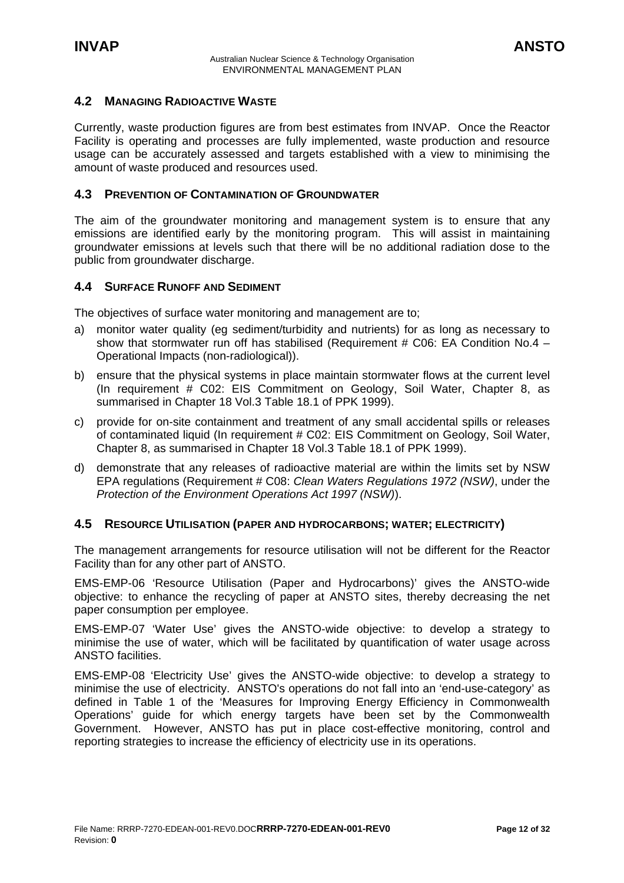## 4.2 MANAGING RADIOACTIVE WASTE

Currently, waste production figures are from best estimates from INVAP. Once the Reactor Facility is operating and processes are fully implemented, waste production and resource usage can be accurately assessed and targets established with a view to minimising the amount of waste produced and resources used.

## 4.3 PREVENTION OF CONTAMINATION OF GROUNDWATER

The aim of the groundwater monitoring and management system is to ensure that any emissions are identified early by the monitoring program. This will assist in maintaining groundwater emissions at levels such that there will be no additional radiation dose to the public from groundwater discharge.

## 4.4 SURFACE RUNOFF AND SEDIMENT

The objectives of surface water monitoring and management are to;

a) monitor water quality (eg sediment/turbidity and nutrients) for as long as necessary to show that stormwater run off has stabilised (Requirement # C06: EA Condition No.4 – Operational Impacts (non-radiological)).

b) ensure that the physical systems in place maintain stormwater flows at the current level (In requirement # C02: EIS Commitment on Geology, Soil Water, Chapter 8, as summarised in Chapter 18 Vol.3 Table 18.1 of PPK 1999).

c) provide for on-site containment and treatment of any small accidental spills or releases of contaminated liquid (In requirement # C02: EIS Commitment on Geology, Soil Water, Chapter 8, as summarised in Chapter 18 Vol.3 Table 18.1 of PPK 1999).

d) demonstrate that any releases of radioactive material are within the limits set by NSW EPA regulations (Requirement # C08: *Clean Waters Regulations 1972 (NSW)*, under the *Protection of the Environment Operations Act 1997 (NSW)*).

## 4.5 RESOURCE UTILISATION (PAPER AND HYDROCARBONS; WATER; ELECTRICITY)

The management arrangements for resource utilisation will not be different for the Reactor Facility than for any other part of ANSTO.

EMS-EMP-06 'Resource Utilisation (Paper and Hydrocarbons)' gives the ANSTO-wide objective: to enhance the recycling of paper at ANSTO sites, thereby decreasing the net paper consumption per employee.

EMS-EMP-07 'Water Use' gives the ANSTO-wide objective: to develop a strategy to minimise the use of water, which will be facilitated by quantification of water usage across ANSTO facilities.

EMS-EMP-08 'Electricity Use' gives the ANSTO-wide objective: to develop a strategy to minimise the use of electricity. ANSTO's operations do not fall into an 'end-use-category' as defined in Table 1 of the 'Measures for Improving Energy Efficiency in Commonwealth Operations' guide for which energy targets have been set by the Commonwealth Government. However, ANSTO has put in place cost-effective monitoring, control and reporting strategies to increase the efficiency of electricity use in its operations.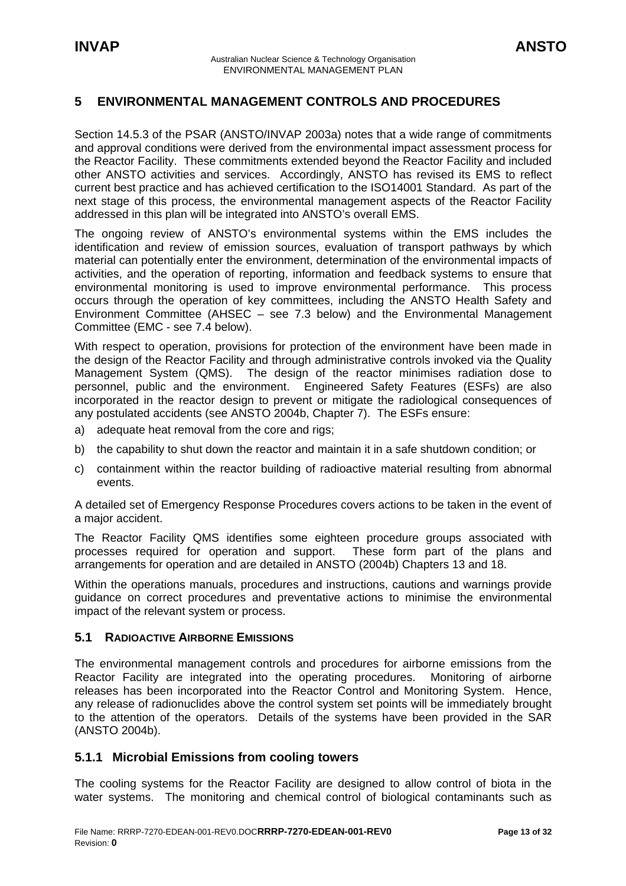## 5 ENVIRONMENTAL MANAGEMENT CONTROLS AND PROCEDURES

Section 14.5.3 of the PSAR (ANSTO/INVAP 2003a) notes that a wide range of commitments and approval conditions were derived from the environmental impact assessment process for the Reactor Facility. These commitments extended beyond the Reactor Facility and included other ANSTO activities and services. Accordingly, ANSTO has revised its EMS to reflect current best practice and has achieved certification to the ISO14001 Standard. As part of the next stage of this process, the environmental management aspects of the Reactor Facility addressed in this plan will be integrated into ANSTO's overall EMS.

The ongoing review of ANSTO's environmental systems within the EMS includes the identification and review of emission sources, evaluation of transport pathways by which material can potentially enter the environment, determination of the environmental impacts of activities, and the operation of reporting, information and feedback systems to ensure that environmental monitoring is used to improve environmental performance. This process occurs through the operation of key committees, including the ANSTO Health Safety and Environment Committee (AHSEC – see 7.3 below) and the Environmental Management Committee (EMC - see 7.4 below).

With respect to operation, provisions for protection of the environment have been made in the design of the Reactor Facility and through administrative controls invoked via the Quality Management System (QMS). The design of the reactor minimises radiation dose to personnel, public and the environment. Engineered Safety Features (ESFs) are also incorporated in the reactor design to prevent or mitigate the radiological consequences of any postulated accidents (see ANSTO 2004b, Chapter 7). The ESFs ensure:

a) adequate heat removal from the core and rigs;

b) the capability to shut down the reactor and maintain it in a safe shutdown condition; or

c) containment within the reactor building of radioactive material resulting from abnormal events.

A detailed set of Emergency Response Procedures covers actions to be taken in the event of a major accident.

The Reactor Facility QMS identifies some eighteen procedure groups associated with processes required for operation and support. These form part of the plans and arrangements for operation and are detailed in ANSTO (2004b) Chapters 13 and 18.

Within the operations manuals, procedures and instructions, cautions and warnings provide guidance on correct procedures and preventative actions to minimise the environmental impact of the relevant system or process.

### 5.1 RADIOACTIVE AIRBORNE EMISSIONS

The environmental management controls and procedures for airborne emissions from the Reactor Facility are integrated into the operating procedures. Monitoring of airborne releases has been incorporated into the Reactor Control and Monitoring System. Hence, any release of radionuclides above the control system set points will be immediately brought to the attention of the operators. Details of the systems have been provided in the SAR (ANSTO 2004b).

#### 5.1.1 Microbial Emissions from cooling towers

The cooling systems for the Reactor Facility are designed to allow control of biota in the water systems. The monitoring and chemical control of biological contaminants such as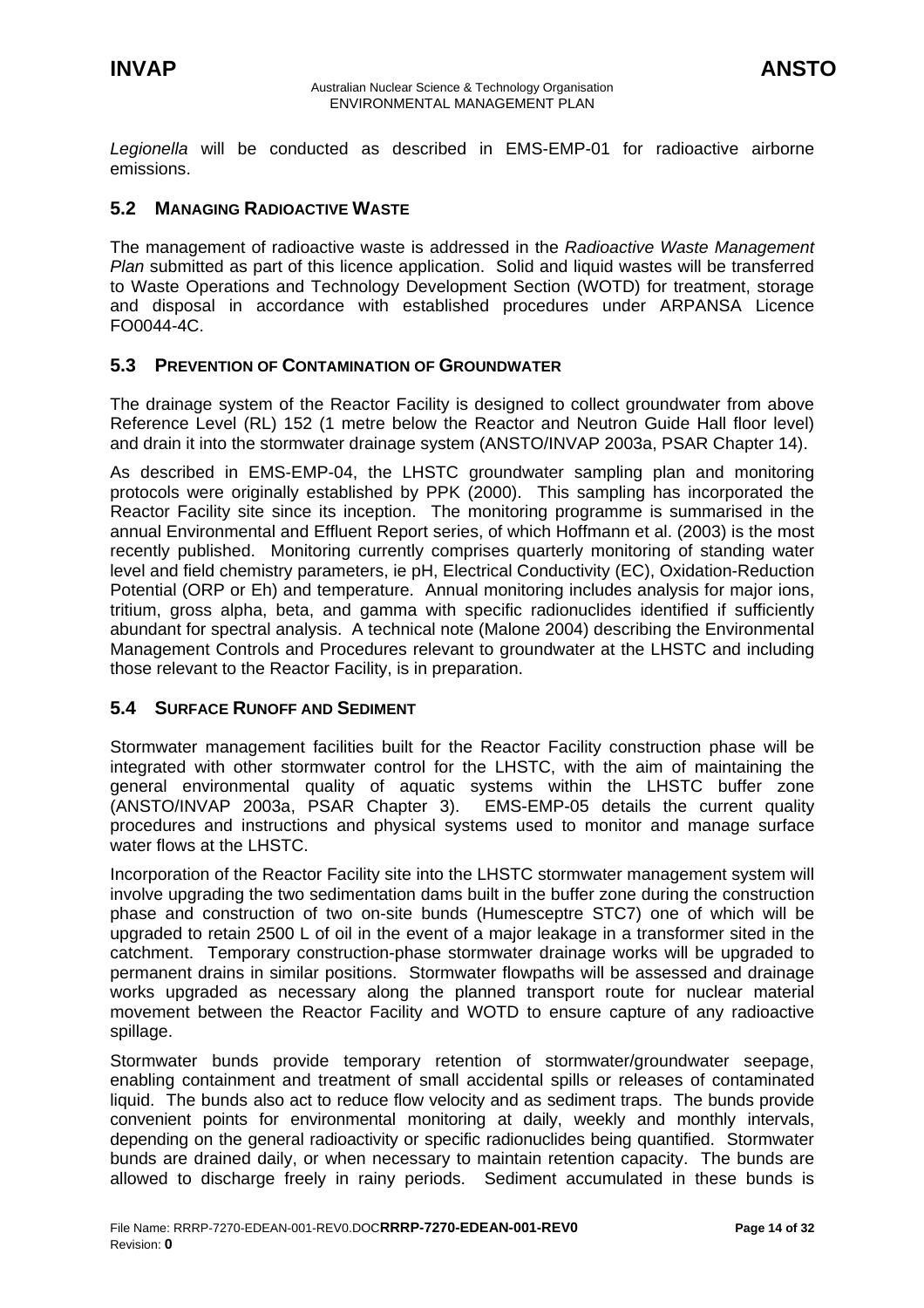*Legionella* will be conducted as described in EMS-EMP-01 for radioactive airborne emissions.

## 5.2 Managing Radioactive Waste

The management of radioactive waste is addressed in the *Radioactive Waste Management Plan* submitted as part of this licence application. Solid and liquid wastes will be transferred to Waste Operations and Technology Development Section (WOTD) for treatment, storage and disposal in accordance with established procedures under ARPANSA Licence FO0044-4C.

## 5.3 Prevention of Contamination of Groundwater

The drainage system of the Reactor Facility is designed to collect groundwater from above Reference Level (RL) 152 (1 metre below the Reactor and Neutron Guide Hall floor level) and drain it into the stormwater drainage system (ANSTO/INVAP 2003a, PSAR Chapter 14).

As described in EMS-EMP-04, the LHSTC groundwater sampling plan and monitoring protocols were originally established by PPK (2000). This sampling has incorporated the Reactor Facility site since its inception. The monitoring programme is summarised in the annual Environmental and Effluent Report series, of which Hoffmann et al. (2003) is the most recently published. Monitoring currently comprises quarterly monitoring of standing water level and field chemistry parameters, ie pH, Electrical Conductivity (EC), Oxidation-Reduction Potential (ORP or Eh) and temperature. Annual monitoring includes analysis for major ions, tritium, gross alpha, beta, and gamma with specific radionuclides identified if sufficiently abundant for spectral analysis. A technical note (Malone 2004) describing the Environmental Management Controls and Procedures relevant to groundwater at the LHSTC and including those relevant to the Reactor Facility, is in preparation.

## 5.4 Surface Runoff and Sediment

Stormwater management facilities built for the Reactor Facility construction phase will be integrated with other stormwater control for the LHSTC, with the aim of maintaining the general environmental quality of aquatic systems within the LHSTC buffer zone (ANSTO/INVAP 2003a, PSAR Chapter 3). EMS-EMP-05 details the current quality procedures and instructions and physical systems used to monitor and manage surface water flows at the LHSTC.

Incorporation of the Reactor Facility site into the LHSTC stormwater management system will involve upgrading the two sedimentation dams built in the buffer zone during the construction phase and construction of two on-site bunds (Humesceptre STC7) one of which will be upgraded to retain 2500 L of oil in the event of a major leakage in a transformer sited in the catchment. Temporary construction-phase stormwater drainage works will be upgraded to permanent drains in similar positions. Stormwater flowpaths will be assessed and drainage works upgraded as necessary along the planned transport route for nuclear material movement between the Reactor Facility and WOTD to ensure capture of any radioactive spillage.

Stormwater bunds provide temporary retention of stormwater/groundwater seepage, enabling containment and treatment of small accidental spills or releases of contaminated liquid. The bunds also act to reduce flow velocity and as sediment traps. The bunds provide convenient points for environmental monitoring at daily, weekly and monthly intervals, depending on the general radioactivity or specific radionuclides being quantified. Stormwater bunds are drained daily, or when necessary to maintain retention capacity. The bunds are allowed to discharge freely in rainy periods. Sediment accumulated in these bunds is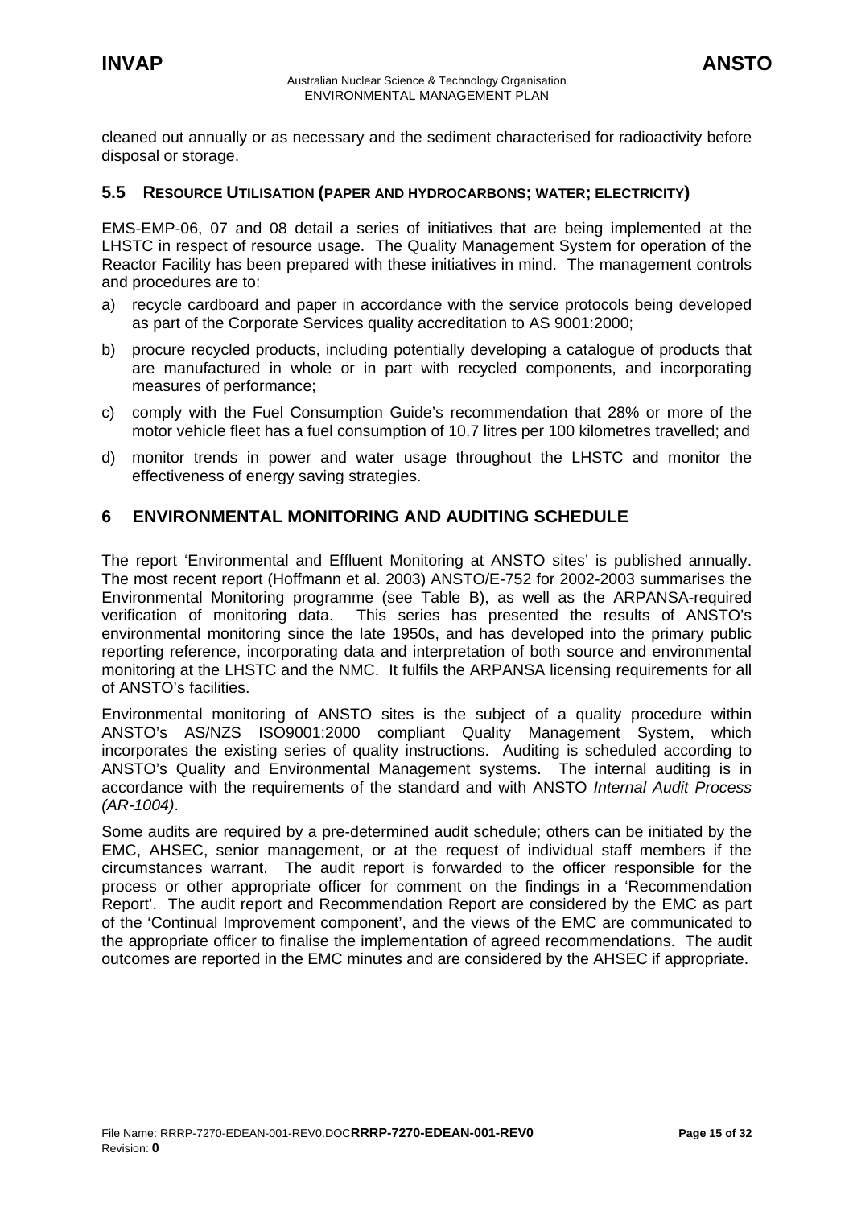cleaned out annually or as necessary and the sediment characterised for radioactivity before disposal or storage.

## 5.5 Resource Utilisation (paper and hydrocarbons; water; electricity)

EMS-EMP-06, 07 and 08 detail a series of initiatives that are being implemented at the LHSTC in respect of resource usage. The Quality Management System for operation of the Reactor Facility has been prepared with these initiatives in mind. The management controls and procedures are to:

a) recycle cardboard and paper in accordance with the service protocols being developed as part of the Corporate Services quality accreditation to AS 9001:2000;

b) procure recycled products, including potentially developing a catalogue of products that are manufactured in whole or in part with recycled components, and incorporating measures of performance;

c) comply with the Fuel Consumption Guide's recommendation that 28% or more of the motor vehicle fleet has a fuel consumption of 10.7 litres per 100 kilometres travelled; and

d) monitor trends in power and water usage throughout the LHSTC and monitor the effectiveness of energy saving strategies.

# 6 ENVIRONMENTAL MONITORING AND AUDITING SCHEDULE

The report 'Environmental and Effluent Monitoring at ANSTO sites' is published annually. The most recent report (Hoffmann et al. 2003) ANSTO/E-752 for 2002-2003 summarises the Environmental Monitoring programme (see Table B), as well as the ARPANSA-required verification of monitoring data. This series has presented the results of ANSTO's environmental monitoring since the late 1950s, and has developed into the primary public reporting reference, incorporating data and interpretation of both source and environmental monitoring at the LHSTC and the NMC. It fulfils the ARPANSA licensing requirements for all of ANSTO's facilities.

Environmental monitoring of ANSTO sites is the subject of a quality procedure within ANSTO's AS/NZS ISO9001:2000 compliant Quality Management System, which incorporates the existing series of quality instructions. Auditing is scheduled according to ANSTO's Quality and Environmental Management systems. The internal auditing is in accordance with the requirements of the standard and with ANSTO *Internal Audit Process (AR-1004)*.

Some audits are required by a pre-determined audit schedule; others can be initiated by the EMC, AHSEC, senior management, or at the request of individual staff members if the circumstances warrant. The audit report is forwarded to the officer responsible for the process or other appropriate officer for comment on the findings in a 'Recommendation Report'. The audit report and Recommendation Report are considered by the EMC as part of the 'Continual Improvement component', and the views of the EMC are communicated to the appropriate officer to finalise the implementation of agreed recommendations. The audit outcomes are reported in the EMC minutes and are considered by the AHSEC if appropriate.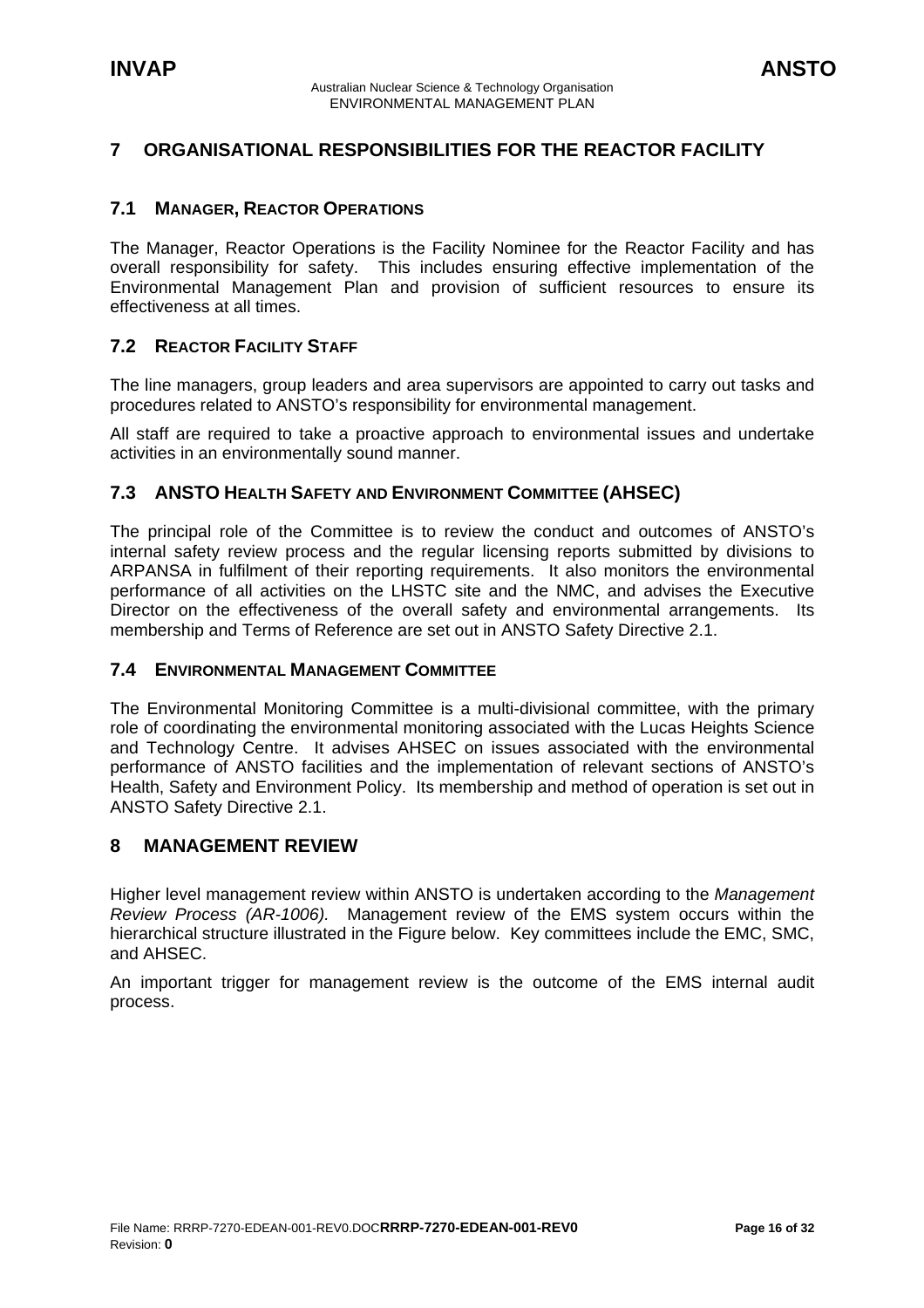# 7 ORGANISATIONAL RESPONSIBILITIES FOR THE REACTOR FACILITY

## 7.1 MANAGER, REACTOR OPERATIONS

The Manager, Reactor Operations is the Facility Nominee for the Reactor Facility and has overall responsibility for safety. This includes ensuring effective implementation of the Environmental Management Plan and provision of sufficient resources to ensure its effectiveness at all times.

## 7.2 REACTOR FACILITY STAFF

The line managers, group leaders and area supervisors are appointed to carry out tasks and procedures related to ANSTO's responsibility for environmental management.

All staff are required to take a proactive approach to environmental issues and undertake activities in an environmentally sound manner.

## 7.3 ANSTO HEALTH SAFETY AND ENVIRONMENT COMMITTEE (AHSEC)

The principal role of the Committee is to review the conduct and outcomes of ANSTO's internal safety review process and the regular licensing reports submitted by divisions to ARPANSA in fulfilment of their reporting requirements. It also monitors the environmental performance of all activities on the LHSTC site and the NMC, and advises the Executive Director on the effectiveness of the overall safety and environmental arrangements. Its membership and Terms of Reference are set out in ANSTO Safety Directive 2.1.

## 7.4 ENVIRONMENTAL MANAGEMENT COMMITTEE

The Environmental Monitoring Committee is a multi-divisional committee, with the primary role of coordinating the environmental monitoring associated with the Lucas Heights Science and Technology Centre. It advises AHSEC on issues associated with the environmental performance of ANSTO facilities and the implementation of relevant sections of ANSTO's Health, Safety and Environment Policy. Its membership and method of operation is set out in ANSTO Safety Directive 2.1.

# 8 MANAGEMENT REVIEW

Higher level management review within ANSTO is undertaken according to the *Management Review Process (AR-1006)*. Management review of the EMS system occurs within the hierarchical structure illustrated in the Figure below. Key committees include the EMC, SMC, and AHSEC.

An important trigger for management review is the outcome of the EMS internal audit process.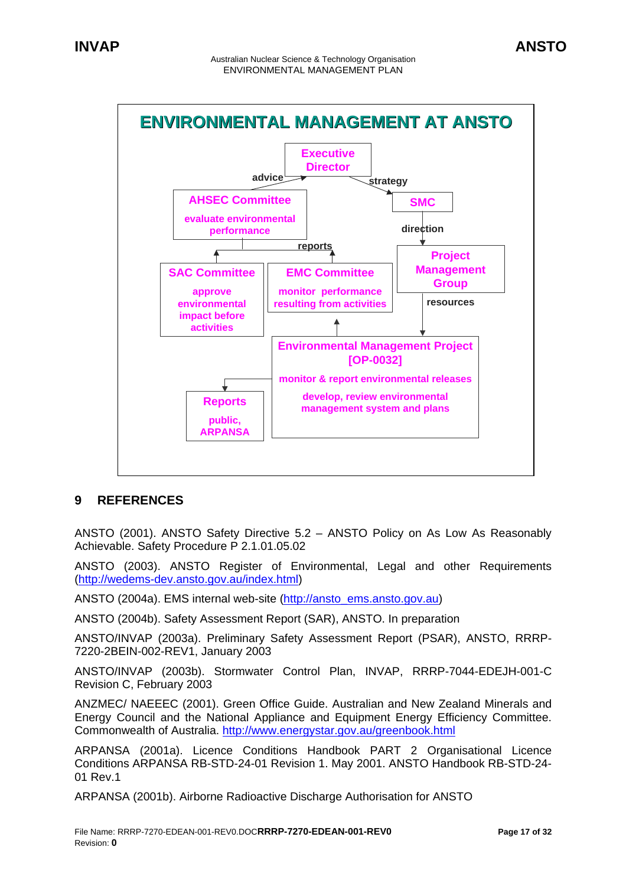**ENVIRONMENTAL MANAGEMENT AT ANSTO**

- **Executive Director**
  - advice ← **AHSEC Committee** – evaluate environmental performance
  - strategy → **SMC**
- **SMC** – direction → **Project Management Group**
- **SAC Committee** – approve environmental impact before activities (reports → AHSEC Committee)
- **EMC Committee** – monitor performance resulting from activities (reports → AHSEC Committee)
- **Project Management Group** – resources → **Environmental Management Project [OP-0032]**
- **Environmental Management Project [OP-0032]** – monitor & report environmental releases; develop, review environmental management system and plans (→ EMC Committee; → Reports)
- **Reports** – public, ARPANSA

## 9 REFERENCES

ANSTO (2001). ANSTO Safety Directive 5.2 – ANSTO Policy on As Low As Reasonably Achievable. Safety Procedure P 2.1.01.05.02

ANSTO (2003). ANSTO Register of Environmental, Legal and other Requirements (http://wedems-dev.ansto.gov.au/index.html)

ANSTO (2004a). EMS internal web-site (http://ansto_ems.ansto.gov.au)

ANSTO (2004b). Safety Assessment Report (SAR), ANSTO. In preparation

ANSTO/INVAP (2003a). Preliminary Safety Assessment Report (PSAR), ANSTO, RRRP-7220-2BEIN-002-REV1, January 2003

ANSTO/INVAP (2003b). Stormwater Control Plan, INVAP, RRRP-7044-EDEJH-001-C Revision C, February 2003

ANZMEC/ NAEEEC (2001). Green Office Guide. Australian and New Zealand Minerals and Energy Council and the National Appliance and Equipment Energy Efficiency Committee. Commonwealth of Australia. http://www.energystar.gov.au/greenbook.html

ARPANSA (2001a). Licence Conditions Handbook PART 2 Organisational Licence Conditions ARPANSA RB-STD-24-01 Revision 1. May 2001. ANSTO Handbook RB-STD-24-01 Rev.1

ARPANSA (2001b). Airborne Radioactive Discharge Authorisation for ANSTO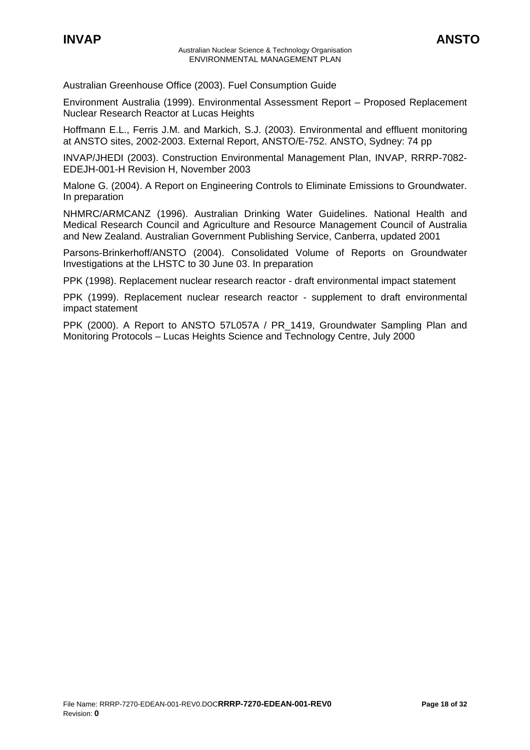Australian Greenhouse Office (2003). Fuel Consumption Guide

Environment Australia (1999). Environmental Assessment Report – Proposed Replacement Nuclear Research Reactor at Lucas Heights

Hoffmann E.L., Ferris J.M. and Markich, S.J. (2003). Environmental and effluent monitoring at ANSTO sites, 2002-2003. External Report, ANSTO/E-752. ANSTO, Sydney: 74 pp

INVAP/JHEDI (2003). Construction Environmental Management Plan, INVAP, RRRP-7082-EDEJH-001-H Revision H, November 2003

Malone G. (2004). A Report on Engineering Controls to Eliminate Emissions to Groundwater. In preparation

NHMRC/ARMCANZ (1996). Australian Drinking Water Guidelines. National Health and Medical Research Council and Agriculture and Resource Management Council of Australia and New Zealand. Australian Government Publishing Service, Canberra, updated 2001

Parsons-Brinkerhoff/ANSTO (2004). Consolidated Volume of Reports on Groundwater Investigations at the LHSTC to 30 June 03. In preparation

PPK (1998). Replacement nuclear research reactor - draft environmental impact statement

PPK (1999). Replacement nuclear research reactor - supplement to draft environmental impact statement

PPK (2000). A Report to ANSTO 57L057A / PR_1419, Groundwater Sampling Plan and Monitoring Protocols – Lucas Heights Science and Technology Centre, July 2000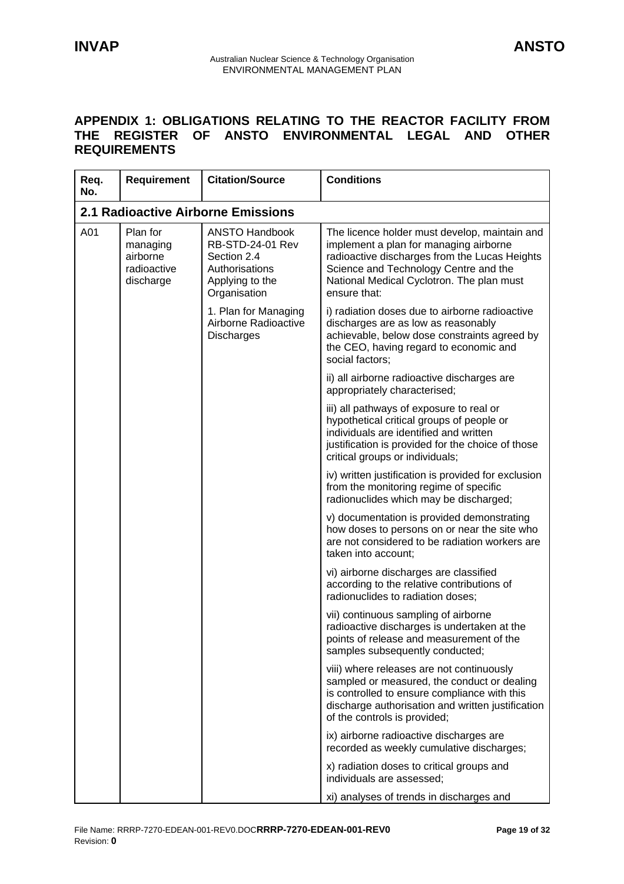## APPENDIX 1: OBLIGATIONS RELATING TO THE REACTOR FACILITY FROM THE REGISTER OF ANSTO ENVIRONMENTAL LEGAL AND OTHER REQUIREMENTS

| Req. No. | Requirement | Citation/Source | Conditions |
|---|---|---|---|
| **2.1 Radioactive Airborne Emissions** | | | |
| A01 | Plan for managing airborne radioactive discharge | ANSTO Handbook RB-STD-24-01 Rev Section 2.4 Authorisations Applying to the Organisation | The licence holder must develop, maintain and implement a plan for managing airborne radioactive discharges from the Lucas Heights Science and Technology Centre and the National Medical Cyclotron. The plan must ensure that: |
| | | 1. Plan for Managing Airborne Radioactive Discharges | i) radiation doses due to airborne radioactive discharges are as low as reasonably achievable, below dose constraints agreed by the CEO, having regard to economic and social factors; |
| | | | ii) all airborne radioactive discharges are appropriately characterised; |
| | | | iii) all pathways of exposure to real or hypothetical critical groups of people or individuals are identified and written justification is provided for the choice of those critical groups or individuals; |
| | | | iv) written justification is provided for exclusion from the monitoring regime of specific radionuclides which may be discharged; |
| | | | v) documentation is provided demonstrating how doses to persons on or near the site who are not considered to be radiation workers are taken into account; |
| | | | vi) airborne discharges are classified according to the relative contributions of radionuclides to radiation doses; |
| | | | vii) continuous sampling of airborne radioactive discharges is undertaken at the points of release and measurement of the samples subsequently conducted; |
| | | | viii) where releases are not continuously sampled or measured, the conduct or dealing is controlled to ensure compliance with this discharge authorisation and written justification of the controls is provided; |
| | | | ix) airborne radioactive discharges are recorded as weekly cumulative discharges; |
| | | | x) radiation doses to critical groups and individuals are assessed; |
| | | | xi) analyses of trends in discharges and |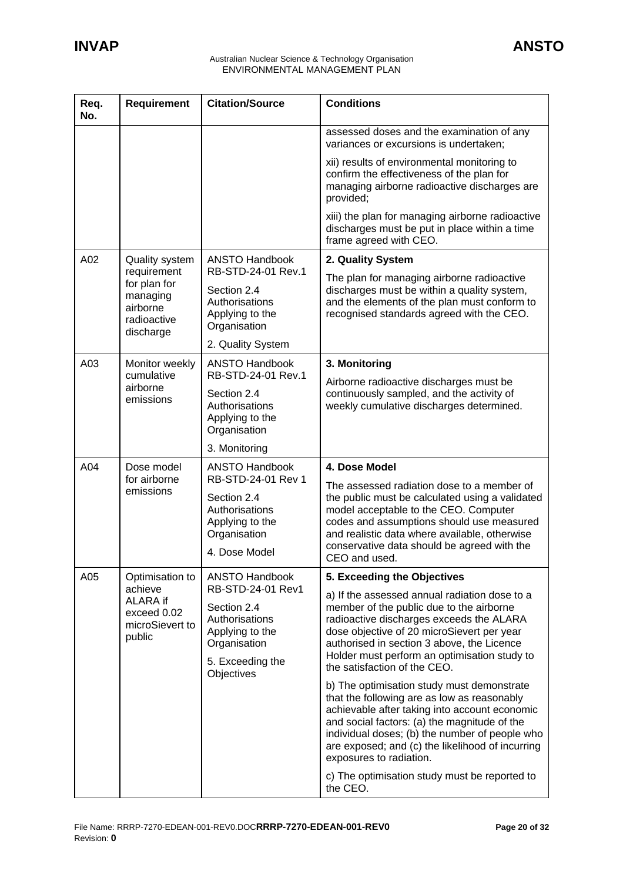| Req. No. | Requirement | Citation/Source | Conditions |
|---|---|---|---|
| | | | assessed doses and the examination of any variances or excursions is undertaken;<br><br>xii) results of environmental monitoring to confirm the effectiveness of the plan for managing airborne radioactive discharges are provided;<br><br>xiii) the plan for managing airborne radioactive discharges must be put in place within a time frame agreed with CEO. |
| A02 | Quality system requirement for plan for managing airborne radioactive discharge | ANSTO Handbook RB-STD-24-01 Rev.1<br><br>Section 2.4 Authorisations Applying to the Organisation<br><br>2. Quality System | **2. Quality System**<br><br>The plan for managing airborne radioactive discharges must be within a quality system, and the elements of the plan must conform to recognised standards agreed with the CEO. |
| A03 | Monitor weekly cumulative airborne emissions | ANSTO Handbook RB-STD-24-01 Rev.1<br><br>Section 2.4 Authorisations Applying to the Organisation<br><br>3. Monitoring | **3. Monitoring**<br><br>Airborne radioactive discharges must be continuously sampled, and the activity of weekly cumulative discharges determined. |
| A04 | Dose model for airborne emissions | ANSTO Handbook RB-STD-24-01 Rev 1<br><br>Section 2.4 Authorisations Applying to the Organisation<br><br>4. Dose Model | **4. Dose Model**<br><br>The assessed radiation dose to a member of the public must be calculated using a validated model acceptable to the CEO. Computer codes and assumptions should use measured and realistic data where available, otherwise conservative data should be agreed with the CEO and used. |
| A05 | Optimisation to achieve ALARA if exceed 0.02 microSievert to public | ANSTO Handbook RB-STD-24-01 Rev1<br><br>Section 2.4 Authorisations Applying to the Organisation<br><br>5. Exceeding the Objectives | **5. Exceeding the Objectives**<br><br>a) If the assessed annual radiation dose to a member of the public due to the airborne radioactive discharges exceeds the ALARA dose objective of 20 microSievert per year authorised in section 3 above, the Licence Holder must perform an optimisation study to the satisfaction of the CEO.<br><br>b) The optimisation study must demonstrate that the following are as low as reasonably achievable after taking into account economic and social factors: (a) the magnitude of the individual doses; (b) the number of people who are exposed; and (c) the likelihood of incurring exposures to radiation.<br><br>c) The optimisation study must be reported to the CEO. |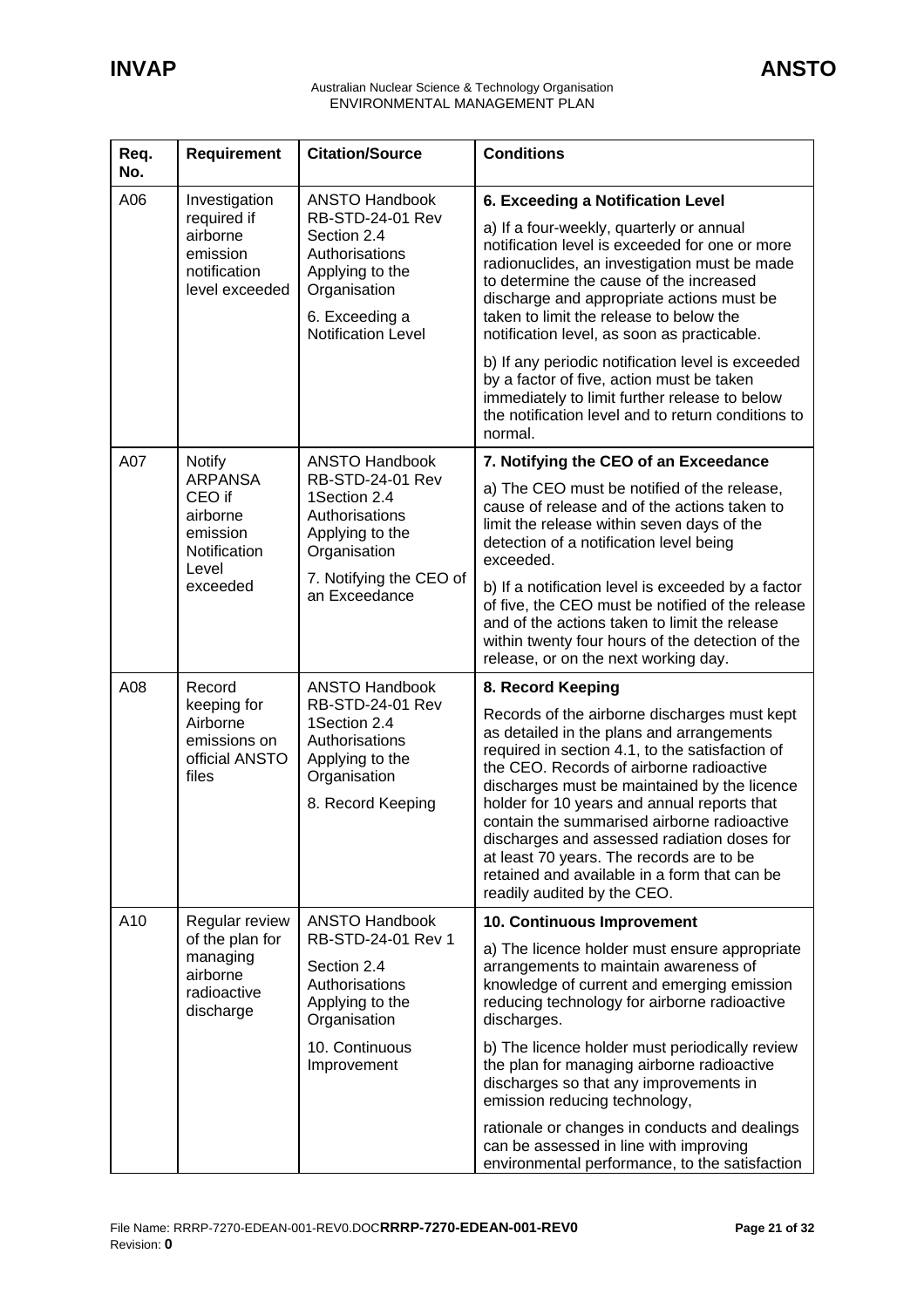| Req. No. | Requirement | Citation/Source | Conditions |
|---|---|---|---|
| A06 | Investigation required if airborne emission notification level exceeded | ANSTO Handbook RB-STD-24-01 Rev Section 2.4 Authorisations Applying to the Organisation<br><br>6. Exceeding a Notification Level | **6. Exceeding a Notification Level**<br><br>a) If a four-weekly, quarterly or annual notification level is exceeded for one or more radionuclides, an investigation must be made to determine the cause of the increased discharge and appropriate actions must be taken to limit the release to below the notification level, as soon as practicable.<br><br>b) If any periodic notification level is exceeded by a factor of five, action must be taken immediately to limit further release to below the notification level and to return conditions to normal. |
| A07 | Notify ARPANSA CEO if airborne emission Notification Level exceeded | ANSTO Handbook RB-STD-24-01 Rev 1Section 2.4 Authorisations Applying to the Organisation<br><br>7. Notifying the CEO of an Exceedance | **7. Notifying the CEO of an Exceedance**<br><br>a) The CEO must be notified of the release, cause of release and of the actions taken to limit the release within seven days of the detection of a notification level being exceeded.<br><br>b) If a notification level is exceeded by a factor of five, the CEO must be notified of the release and of the actions taken to limit the release within twenty four hours of the detection of the release, or on the next working day. |
| A08 | Record keeping for Airborne emissions on official ANSTO files | ANSTO Handbook RB-STD-24-01 Rev 1Section 2.4 Authorisations Applying to the Organisation<br><br>8. Record Keeping | **8. Record Keeping**<br><br>Records of the airborne discharges must kept as detailed in the plans and arrangements required in section 4.1, to the satisfaction of the CEO. Records of airborne radioactive discharges must be maintained by the licence holder for 10 years and annual reports that contain the summarised airborne radioactive discharges and assessed radiation doses for at least 70 years. The records are to be retained and available in a form that can be readily audited by the CEO. |
| A10 | Regular review of the plan for managing airborne radioactive discharge | ANSTO Handbook RB-STD-24-01 Rev 1<br><br>Section 2.4 Authorisations Applying to the Organisation<br><br>10. Continuous Improvement | **10. Continuous Improvement**<br><br>a) The licence holder must ensure appropriate arrangements to maintain awareness of knowledge of current and emerging emission reducing technology for airborne radioactive discharges.<br><br>b) The licence holder must periodically review the plan for managing airborne radioactive discharges so that any improvements in emission reducing technology,<br><br>rationale or changes in conducts and dealings can be assessed in line with improving environmental performance, to the satisfaction |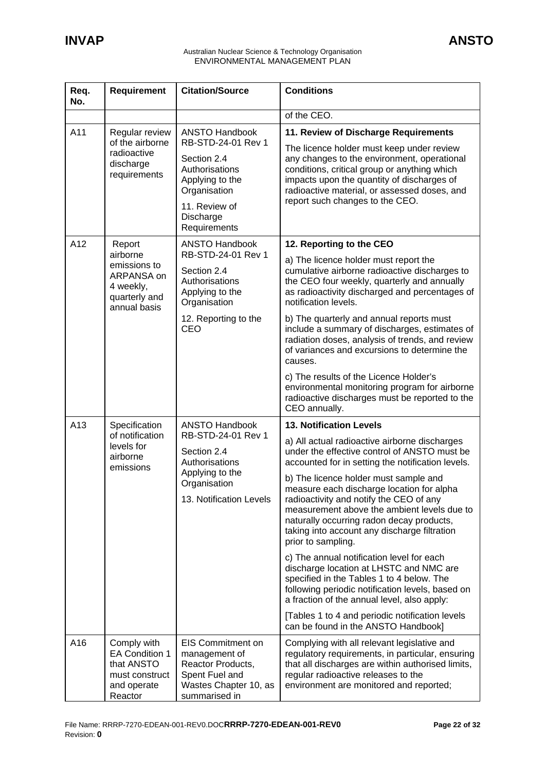| Req. No. | Requirement | Citation/Source | Conditions |
|---|---|---|---|
| | | | of the CEO. |
| A11 | Regular review of the airborne radioactive discharge requirements | ANSTO Handbook RB-STD-24-01 Rev 1<br><br>Section 2.4 Authorisations Applying to the Organisation<br><br>11. Review of Discharge Requirements | **11. Review of Discharge Requirements**<br><br>The licence holder must keep under review any changes to the environment, operational conditions, critical group or anything which impacts upon the quantity of discharges of radioactive material, or assessed doses, and report such changes to the CEO. |
| A12 | Report airborne emissions to ARPANSA on 4 weekly, quarterly and annual basis | ANSTO Handbook RB-STD-24-01 Rev 1<br><br>Section 2.4 Authorisations Applying to the Organisation<br><br>12. Reporting to the CEO | **12. Reporting to the CEO**<br><br>a) The licence holder must report the cumulative airborne radioactive discharges to the CEO four weekly, quarterly and annually as radioactivity discharged and percentages of notification levels.<br><br>b) The quarterly and annual reports must include a summary of discharges, estimates of radiation doses, analysis of trends, and review of variances and excursions to determine the causes.<br><br>c) The results of the Licence Holder's environmental monitoring program for airborne radioactive discharges must be reported to the CEO annually. |
| A13 | Specification of notification levels for airborne emissions | ANSTO Handbook RB-STD-24-01 Rev 1<br><br>Section 2.4 Authorisations Applying to the Organisation<br><br>13. Notification Levels | **13. Notification Levels**<br><br>a) All actual radioactive airborne discharges under the effective control of ANSTO must be accounted for in setting the notification levels.<br><br>b) The licence holder must sample and measure each discharge location for alpha radioactivity and notify the CEO of any measurement above the ambient levels due to naturally occurring radon decay products, taking into account any discharge filtration prior to sampling.<br><br>c) The annual notification level for each discharge location at LHSTC and NMC are specified in the Tables 1 to 4 below. The following periodic notification levels, based on a fraction of the annual level, also apply:<br><br>[Tables 1 to 4 and periodic notification levels can be found in the ANSTO Handbook] |
| A16 | Comply with EA Condition 1 that ANSTO must construct and operate Reactor | EIS Commitment on management of Reactor Products, Spent Fuel and Wastes Chapter 10, as summarised in | Complying with all relevant legislative and regulatory requirements, in particular, ensuring that all discharges are within authorised limits, regular radioactive releases to the environment are monitored and reported; |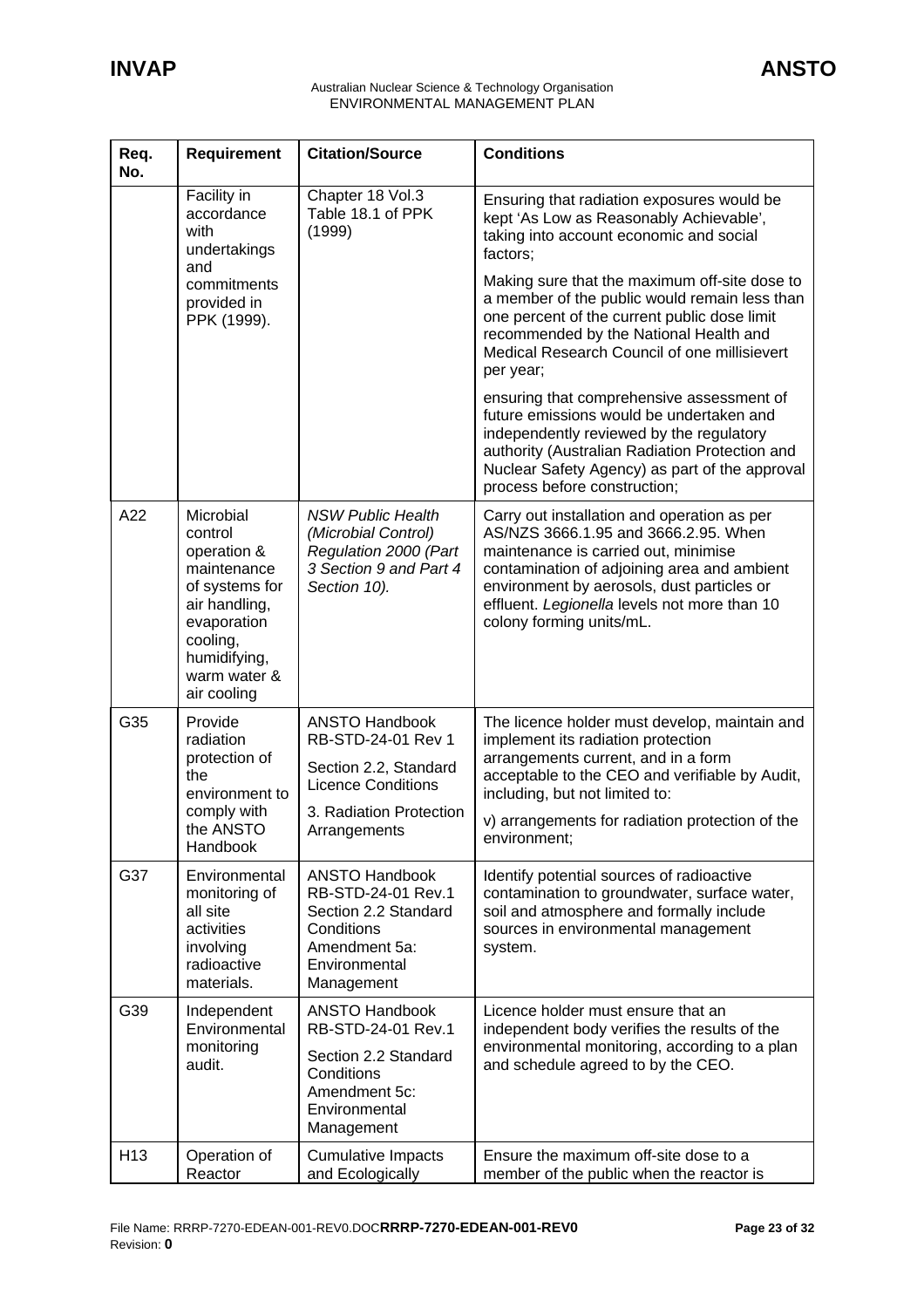| Req. No. | Requirement | Citation/Source | Conditions |
|---|---|---|---|
| | Facility in accordance with undertakings and commitments provided in PPK (1999). | Chapter 18 Vol.3 Table 18.1 of PPK (1999) | Ensuring that radiation exposures would be kept 'As Low as Reasonably Achievable', taking into account economic and social factors;<br><br>Making sure that the maximum off-site dose to a member of the public would remain less than one percent of the current public dose limit recommended by the National Health and Medical Research Council of one millisievert per year;<br><br>ensuring that comprehensive assessment of future emissions would be undertaken and independently reviewed by the regulatory authority (Australian Radiation Protection and Nuclear Safety Agency) as part of the approval process before construction; |
| A22 | Microbial control operation & maintenance of systems for air handling, evaporation cooling, humidifying, warm water & air cooling | *NSW Public Health (Microbial Control) Regulation 2000 (Part 3 Section 9 and Part 4 Section 10).* | Carry out installation and operation as per AS/NZS 3666.1.95 and 3666.2.95. When maintenance is carried out, minimise contamination of adjoining area and ambient environment by aerosols, dust particles or effluent. *Legionella* levels not more than 10 colony forming units/mL. |
| G35 | Provide radiation protection of the environment to comply with the ANSTO Handbook | ANSTO Handbook RB-STD-24-01 Rev 1<br><br>Section 2.2, Standard Licence Conditions<br><br>3. Radiation Protection Arrangements | The licence holder must develop, maintain and implement its radiation protection arrangements current, and in a form acceptable to the CEO and verifiable by Audit, including, but not limited to:<br><br>v) arrangements for radiation protection of the environment; |
| G37 | Environmental monitoring of all site activities involving radioactive materials. | ANSTO Handbook RB-STD-24-01 Rev.1 Section 2.2 Standard Conditions Amendment 5a: Environmental Management | Identify potential sources of radioactive contamination to groundwater, surface water, soil and atmosphere and formally include sources in environmental management system. |
| G39 | Independent Environmental monitoring audit. | ANSTO Handbook RB-STD-24-01 Rev.1<br><br>Section 2.2 Standard Conditions Amendment 5c: Environmental Management | Licence holder must ensure that an independent body verifies the results of the environmental monitoring, according to a plan and schedule agreed to by the CEO. |
| H13 | Operation of Reactor | Cumulative Impacts and Ecologically | Ensure the maximum off-site dose to a member of the public when the reactor is |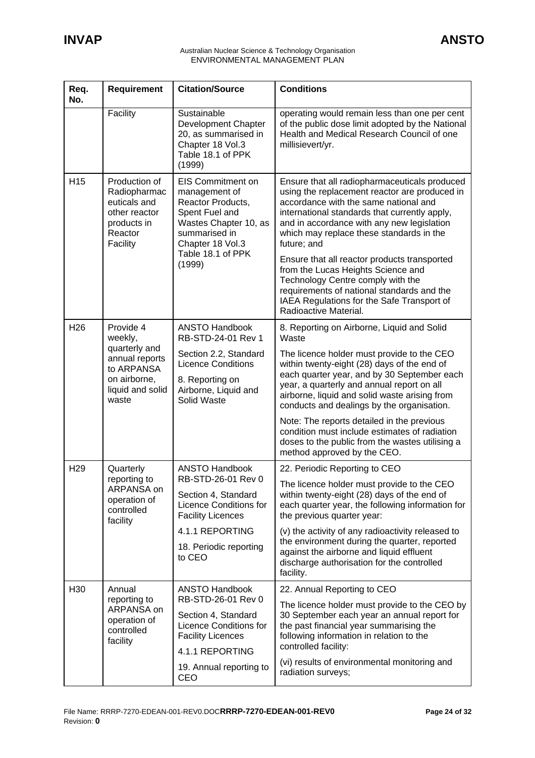| Req. No. | Requirement | Citation/Source | Conditions |
|---|---|---|---|
| | Facility | Sustainable Development Chapter 20, as summarised in Chapter 18 Vol.3 Table 18.1 of PPK (1999) | operating would remain less than one per cent of the public dose limit adopted by the National Health and Medical Research Council of one millisievert/yr. |
| H15 | Production of Radiopharmaceuticals and other reactor products in Reactor Facility | EIS Commitment on management of Reactor Products, Spent Fuel and Wastes Chapter 10, as summarised in Chapter 18 Vol.3 Table 18.1 of PPK (1999) | Ensure that all radiopharmaceuticals produced using the replacement reactor are produced in accordance with the same national and international standards that currently apply, and in accordance with any new legislation which may replace these standards in the future; and<br><br>Ensure that all reactor products transported from the Lucas Heights Science and Technology Centre comply with the requirements of national standards and the IAEA Regulations for the Safe Transport of Radioactive Material. |
| H26 | Provide 4 weekly, quarterly and annual reports to ARPANSA on airborne, liquid and solid waste | ANSTO Handbook RB-STD-24-01 Rev 1<br><br>Section 2.2, Standard Licence Conditions<br><br>8. Reporting on Airborne, Liquid and Solid Waste | 8. Reporting on Airborne, Liquid and Solid Waste<br><br>The licence holder must provide to the CEO within twenty-eight (28) days of the end of each quarter year, and by 30 September each year, a quarterly and annual report on all airborne, liquid and solid waste arising from conducts and dealings by the organisation.<br><br>Note: The reports detailed in the previous condition must include estimates of radiation doses to the public from the wastes utilising a method approved by the CEO. |
| H29 | Quarterly reporting to ARPANSA on operation of controlled facility | ANSTO Handbook RB-STD-26-01 Rev 0<br><br>Section 4, Standard Licence Conditions for Facility Licences<br><br>4.1.1 REPORTING<br><br>18. Periodic reporting to CEO | 22. Periodic Reporting to CEO<br><br>The licence holder must provide to the CEO within twenty-eight (28) days of the end of each quarter year, the following information for the previous quarter year:<br><br>(v) the activity of any radioactivity released to the environment during the quarter, reported against the airborne and liquid effluent discharge authorisation for the controlled facility. |
| H30 | Annual reporting to ARPANSA on operation of controlled facility | ANSTO Handbook RB-STD-26-01 Rev 0<br><br>Section 4, Standard Licence Conditions for Facility Licences<br><br>4.1.1 REPORTING<br><br>19. Annual reporting to CEO | 22. Annual Reporting to CEO<br><br>The licence holder must provide to the CEO by 30 September each year an annual report for the past financial year summarising the following information in relation to the controlled facility:<br><br>(vi) results of environmental monitoring and radiation surveys; |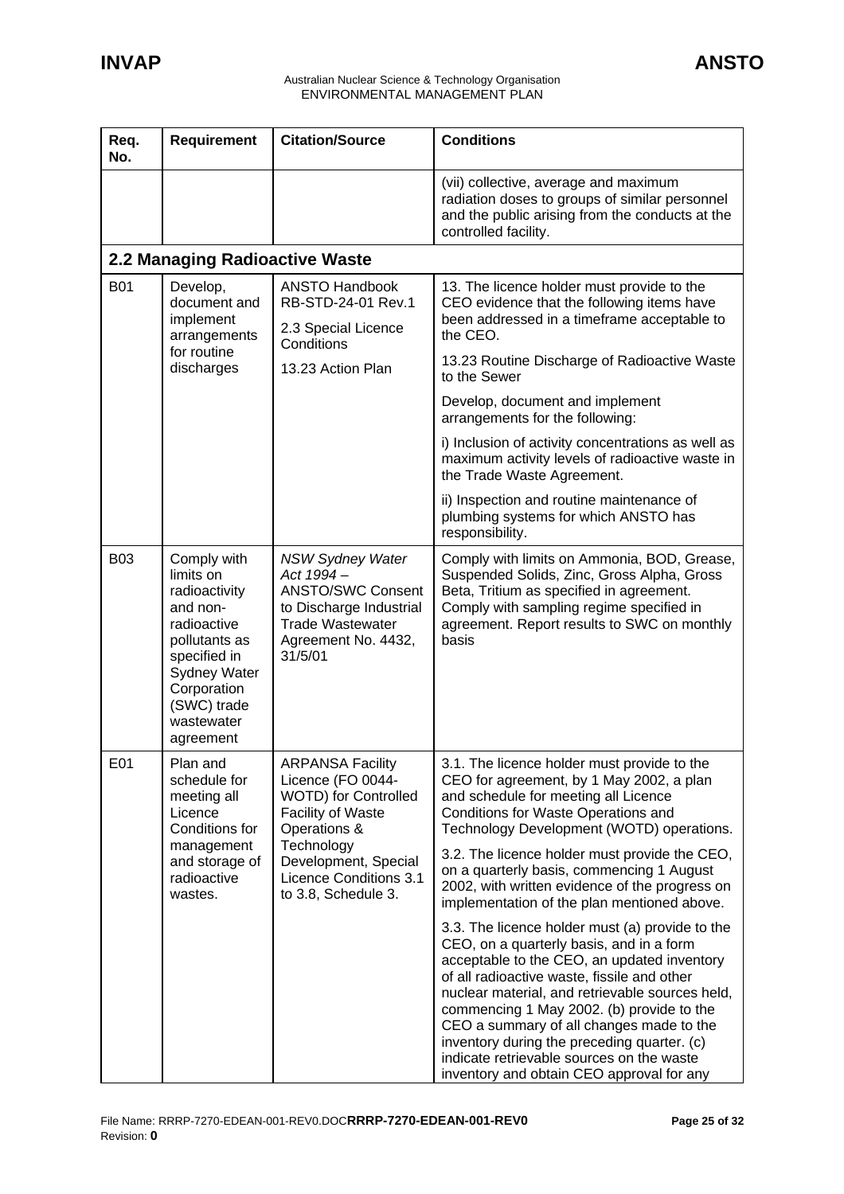| Req. No. | Requirement | Citation/Source | Conditions |
|---|---|---|---|
| | | | (vii) collective, average and maximum radiation doses to groups of similar personnel and the public arising from the conducts at the controlled facility. |
| **2.2 Managing Radioactive Waste** | | | |
| B01 | Develop, document and implement arrangements for routine discharges | ANSTO Handbook RB-STD-24-01 Rev.1<br><br>2.3 Special Licence Conditions<br><br>13.23 Action Plan | 13. The licence holder must provide to the CEO evidence that the following items have been addressed in a timeframe acceptable to the CEO.<br><br>13.23 Routine Discharge of Radioactive Waste to the Sewer<br><br>Develop, document and implement arrangements for the following:<br><br>i) Inclusion of activity concentrations as well as maximum activity levels of radioactive waste in the Trade Waste Agreement.<br><br>ii) Inspection and routine maintenance of plumbing systems for which ANSTO has responsibility. |
| B03 | Comply with limits on radioactivity and non-radioactive pollutants as specified in Sydney Water Corporation (SWC) trade wastewater agreement | *NSW Sydney Water Act 1994* – ANSTO/SWC Consent to Discharge Industrial Trade Wastewater Agreement No. 4432, 31/5/01 | Comply with limits on Ammonia, BOD, Grease, Suspended Solids, Zinc, Gross Alpha, Gross Beta, Tritium as specified in agreement. Comply with sampling regime specified in agreement. Report results to SWC on monthly basis |
| E01 | Plan and schedule for meeting all Licence Conditions for management and storage of radioactive wastes. | ARPANSA Facility Licence (FO 0044-WOTD) for Controlled Facility of Waste Operations & Technology Development, Special Licence Conditions 3.1 to 3.8, Schedule 3. | 3.1. The licence holder must provide to the CEO for agreement, by 1 May 2002, a plan and schedule for meeting all Licence Conditions for Waste Operations and Technology Development (WOTD) operations.<br><br>3.2. The licence holder must provide the CEO, on a quarterly basis, commencing 1 August 2002, with written evidence of the progress on implementation of the plan mentioned above.<br><br>3.3. The licence holder must (a) provide to the CEO, on a quarterly basis, and in a form acceptable to the CEO, an updated inventory of all radioactive waste, fissile and other nuclear material, and retrievable sources held, commencing 1 May 2002. (b) provide to the CEO a summary of all changes made to the inventory during the preceding quarter. (c) indicate retrievable sources on the waste inventory and obtain CEO approval for any |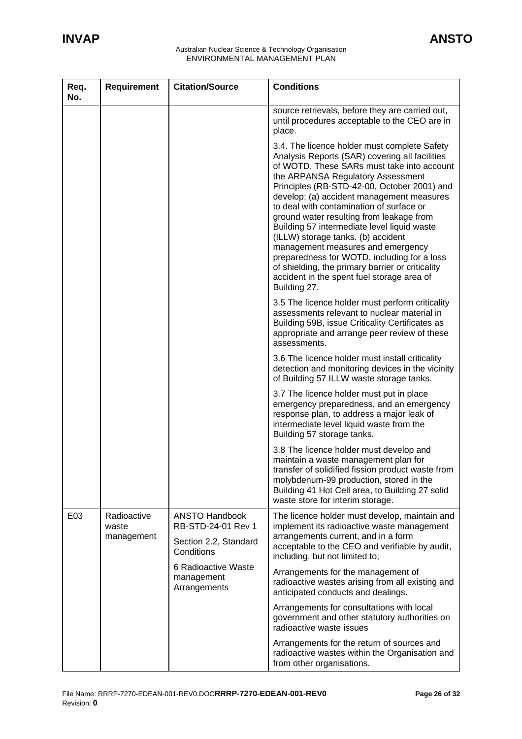| Req. No. | Requirement | Citation/Source | Conditions |
|---|---|---|---|
| | | | source retrievals, before they are carried out, until procedures acceptable to the CEO are in place. |
| | | | 3.4. The licence holder must complete Safety Analysis Reports (SAR) covering all facilities of WOTD. These SARs must take into account the ARPANSA Regulatory Assessment Principles (RB-STD-42-00, October 2001) and develop: (a) accident management measures to deal with contamination of surface or ground water resulting from leakage from Building 57 intermediate level liquid waste (ILLW) storage tanks. (b) accident management measures and emergency preparedness for WOTD, including for a loss of shielding, the primary barrier or criticality accident in the spent fuel storage area of Building 27. |
| | | | 3.5 The licence holder must perform criticality assessments relevant to nuclear material in Building 59B, issue Criticality Certificates as appropriate and arrange peer review of these assessments. |
| | | | 3.6 The licence holder must install criticality detection and monitoring devices in the vicinity of Building 57 ILLW waste storage tanks. |
| | | | 3.7 The licence holder must put in place emergency preparedness, and an emergency response plan, to address a major leak of intermediate level liquid waste from the Building 57 storage tanks. |
| | | | 3.8 The licence holder must develop and maintain a waste management plan for transfer of solidified fission product waste from molybdenum-99 production, stored in the Building 41 Hot Cell area, to Building 27 solid waste store for interim storage. |
| E03 | Radioactive waste management | ANSTO Handbook RB-STD-24-01 Rev 1<br><br>Section 2.2, Standard Conditions<br><br>6 Radioactive Waste management Arrangements | The licence holder must develop, maintain and implement its radioactive waste management arrangements current, and in a form acceptable to the CEO and verifiable by audit, including, but not limited to; |
| | | | Arrangements for the management of radioactive wastes arising from all existing and anticipated conducts and dealings. |
| | | | Arrangements for consultations with local government and other statutory authorities on radioactive waste issues |
| | | | Arrangements for the return of sources and radioactive wastes within the Organisation and from other organisations. |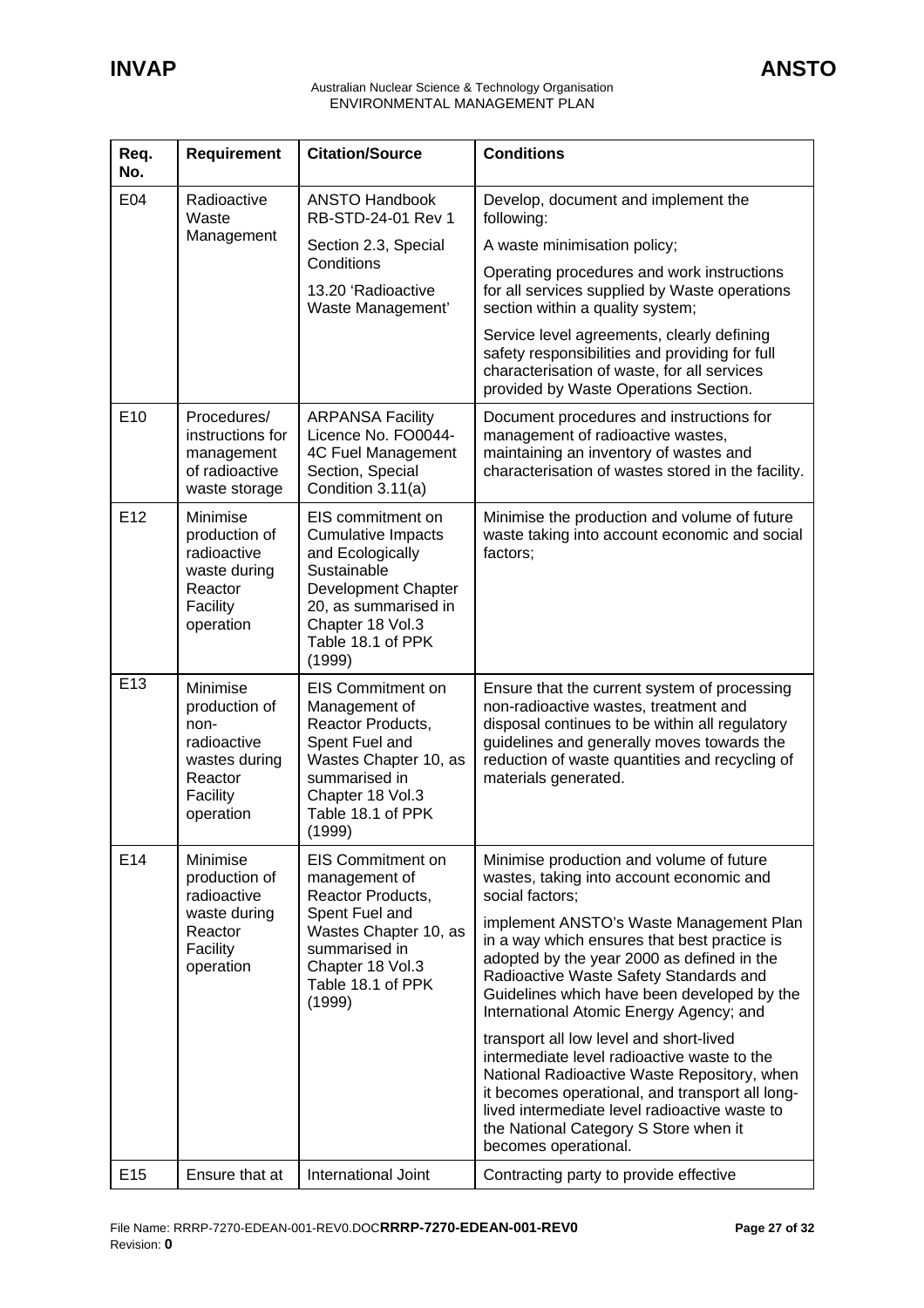| Req. No. | Requirement | Citation/Source | Conditions |
|---|---|---|---|
| E04 | Radioactive Waste Management | ANSTO Handbook RB-STD-24-01 Rev 1<br><br>Section 2.3, Special Conditions<br><br>13.20 'Radioactive Waste Management' | Develop, document and implement the following:<br><br>A waste minimisation policy;<br><br>Operating procedures and work instructions for all services supplied by Waste operations section within a quality system;<br><br>Service level agreements, clearly defining safety responsibilities and providing for full characterisation of waste, for all services provided by Waste Operations Section. |
| E10 | Procedures/ instructions for management of radioactive waste storage | ARPANSA Facility Licence No. FO0044-4C Fuel Management Section, Special Condition 3.11(a) | Document procedures and instructions for management of radioactive wastes, maintaining an inventory of wastes and characterisation of wastes stored in the facility. |
| E12 | Minimise production of radioactive waste during Reactor Facility operation | EIS commitment on Cumulative Impacts and Ecologically Sustainable Development Chapter 20, as summarised in Chapter 18 Vol.3 Table 18.1 of PPK (1999) | Minimise the production and volume of future waste taking into account economic and social factors; |
| E13 | Minimise production of non-radioactive wastes during Reactor Facility operation | EIS Commitment on Management of Reactor Products, Spent Fuel and Wastes Chapter 10, as summarised in Chapter 18 Vol.3 Table 18.1 of PPK (1999) | Ensure that the current system of processing non-radioactive wastes, treatment and disposal continues to be within all regulatory guidelines and generally moves towards the reduction of waste quantities and recycling of materials generated. |
| E14 | Minimise production of radioactive waste during Reactor Facility operation | EIS Commitment on management of Reactor Products, Spent Fuel and Wastes Chapter 10, as summarised in Chapter 18 Vol.3 Table 18.1 of PPK (1999) | Minimise production and volume of future wastes, taking into account economic and social factors;<br><br>implement ANSTO's Waste Management Plan in a way which ensures that best practice is adopted by the year 2000 as defined in the Radioactive Waste Safety Standards and Guidelines which have been developed by the International Atomic Energy Agency; and<br><br>transport all low level and short-lived intermediate level radioactive waste to the National Radioactive Waste Repository, when it becomes operational, and transport all long-lived intermediate level radioactive waste to the National Category S Store when it becomes operational. |
| E15 | Ensure that at | International Joint | Contracting party to provide effective |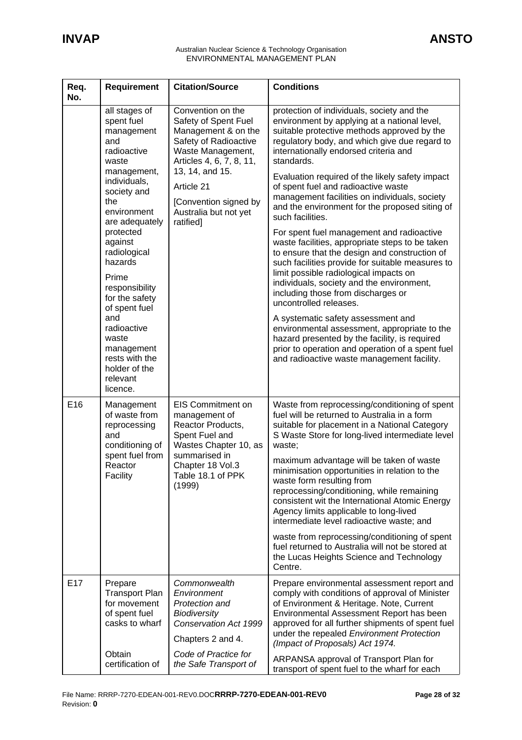| Req. No. | Requirement | Citation/Source | Conditions |
|---|---|---|---|
| | all stages of spent fuel management and radioactive waste management, individuals, society and the environment are adequately protected against radiological hazards<br><br>Prime responsibility for the safety of spent fuel and radioactive waste management rests with the holder of the relevant licence. | Convention on the Safety of Spent Fuel Management & on the Safety of Radioactive Waste Management, Articles 4, 6, 7, 8, 11, 13, 14, and 15.<br><br>Article 21<br><br>[Convention signed by Australia but not yet ratified] | protection of individuals, society and the environment by applying at a national level, suitable protective methods approved by the regulatory body, and which give due regard to internationally endorsed criteria and standards.<br><br>Evaluation required of the likely safety impact of spent fuel and radioactive waste management facilities on individuals, society and the environment for the proposed siting of such facilities.<br><br>For spent fuel management and radioactive waste facilities, appropriate steps to be taken to ensure that the design and construction of such facilities provide for suitable measures to limit possible radiological impacts on individuals, society and the environment, including those from discharges or uncontrolled releases.<br><br>A systematic safety assessment and environmental assessment, appropriate to the hazard presented by the facility, is required prior to operation and operation of a spent fuel and radioactive waste management facility. |
| E16 | Management of waste from reprocessing and conditioning of spent fuel from Reactor Facility | EIS Commitment on management of Reactor Products, Spent Fuel and Wastes Chapter 10, as summarised in Chapter 18 Vol.3 Table 18.1 of PPK (1999) | Waste from reprocessing/conditioning of spent fuel will be returned to Australia in a form suitable for placement in a National Category S Waste Store for long-lived intermediate level waste;<br><br>maximum advantage will be taken of waste minimisation opportunities in relation to the waste form resulting from reprocessing/conditioning, while remaining consistent wit the International Atomic Energy Agency limits applicable to long-lived intermediate level radioactive waste; and<br><br>waste from reprocessing/conditioning of spent fuel returned to Australia will not be stored at the Lucas Heights Science and Technology Centre. |
| E17 | Prepare Transport Plan for movement of spent fuel casks to wharf<br><br>Obtain certification of | *Commonwealth Environment Protection and Biodiversity Conservation Act 1999*<br><br>Chapters 2 and 4.<br><br>*Code of Practice for the Safe Transport of* | Prepare environmental assessment report and comply with conditions of approval of Minister of Environment & Heritage. Note, Current Environmental Assessment Report has been approved for all further shipments of spent fuel under the repealed *Environment Protection (Impact of Proposals) Act 1974.*<br><br>ARPANSA approval of Transport Plan for transport of spent fuel to the wharf for each |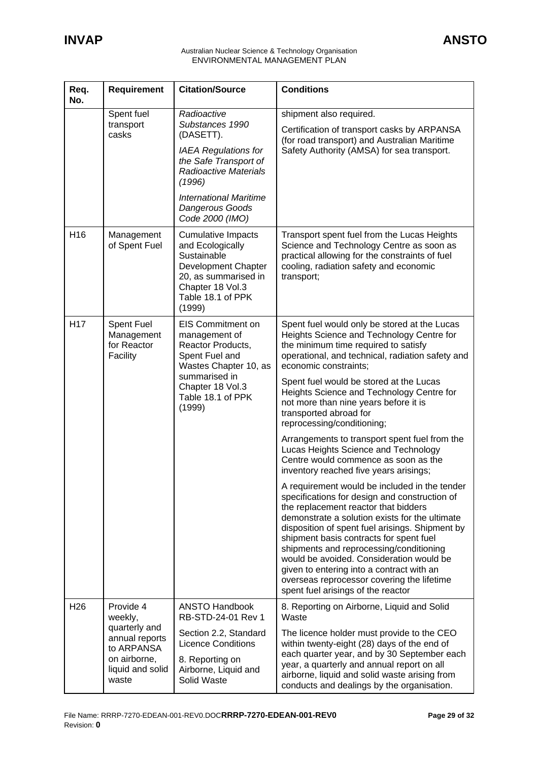| Req. No. | Requirement | Citation/Source | Conditions |
|---|---|---|---|
| | Spent fuel transport casks | *Radioactive Substances 1990* (DASETT).<br>*IAEA Regulations for the Safe Transport of Radioactive Materials (1996)*<br>*International Maritime Dangerous Goods Code 2000 (IMO)* | shipment also required.<br>Certification of transport casks by ARPANSA (for road transport) and Australian Maritime Safety Authority (AMSA) for sea transport. |
| H16 | Management of Spent Fuel | Cumulative Impacts and Ecologically Sustainable Development Chapter 20, as summarised in Chapter 18 Vol.3 Table 18.1 of PPK (1999) | Transport spent fuel from the Lucas Heights Science and Technology Centre as soon as practical allowing for the constraints of fuel cooling, radiation safety and economic transport; |
| H17 | Spent Fuel Management for Reactor Facility | EIS Commitment on management of Reactor Products, Spent Fuel and Wastes Chapter 10, as summarised in Chapter 18 Vol.3 Table 18.1 of PPK (1999) | Spent fuel would only be stored at the Lucas Heights Science and Technology Centre for the minimum time required to satisfy operational, and technical, radiation safety and economic constraints;<br>Spent fuel would be stored at the Lucas Heights Science and Technology Centre for not more than nine years before it is transported abroad for reprocessing/conditioning;<br>Arrangements to transport spent fuel from the Lucas Heights Science and Technology Centre would commence as soon as the inventory reached five years arisings;<br>A requirement would be included in the tender specifications for design and construction of the replacement reactor that bidders demonstrate a solution exists for the ultimate disposition of spent fuel arisings. Shipment by shipment basis contracts for spent fuel shipments and reprocessing/conditioning would be avoided. Consideration would be given to entering into a contract with an overseas reprocessor covering the lifetime spent fuel arisings of the reactor |
| H26 | Provide 4 weekly, quarterly and annual reports to ARPANSA on airborne, liquid and solid waste | ANSTO Handbook RB-STD-24-01 Rev 1<br>Section 2.2, Standard Licence Conditions<br>8. Reporting on Airborne, Liquid and Solid Waste | 8. Reporting on Airborne, Liquid and Solid Waste<br>The licence holder must provide to the CEO within twenty-eight (28) days of the end of each quarter year, and by 30 September each year, a quarterly and annual report on all airborne, liquid and solid waste arising from conducts and dealings by the organisation. |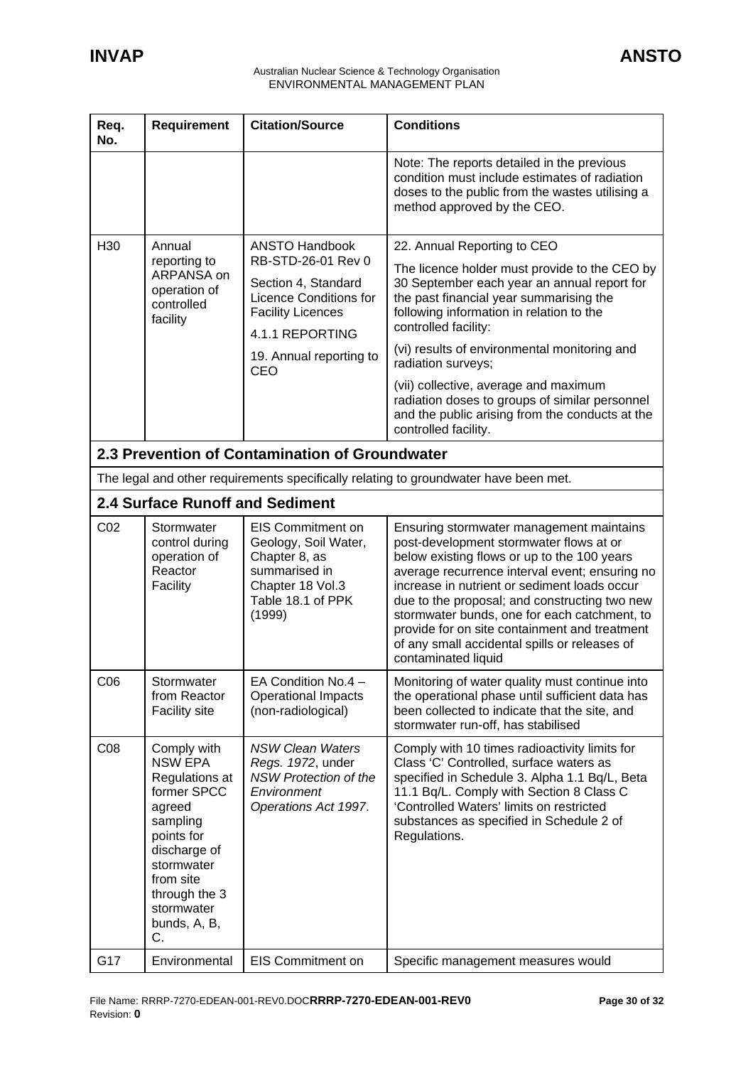| Req. No. | Requirement | Citation/Source | Conditions |
|---|---|---|---|
| | | | Note: The reports detailed in the previous condition must include estimates of radiation doses to the public from the wastes utilising a method approved by the CEO. |
| H30 | Annual reporting to ARPANSA on operation of controlled facility | ANSTO Handbook RB-STD-26-01 Rev 0<br>Section 4, Standard Licence Conditions for Facility Licences<br>4.1.1 REPORTING<br>19. Annual reporting to CEO | 22. Annual Reporting to CEO<br>The licence holder must provide to the CEO by 30 September each year an annual report for the past financial year summarising the following information in relation to the controlled facility:<br>(vi) results of environmental monitoring and radiation surveys;<br>(vii) collective, average and maximum radiation doses to groups of similar personnel and the public arising from the conducts at the controlled facility. |
| **2.3 Prevention of Contamination of Groundwater** | | | |
| The legal and other requirements specifically relating to groundwater have been met. | | | |
| **2.4 Surface Runoff and Sediment** | | | |
| C02 | Stormwater control during operation of Reactor Facility | EIS Commitment on Geology, Soil Water, Chapter 8, as summarised in Chapter 18 Vol.3 Table 18.1 of PPK (1999) | Ensuring stormwater management maintains post-development stormwater flows at or below existing flows or up to the 100 years average recurrence interval event; ensuring no increase in nutrient or sediment loads occur due to the proposal; and constructing two new stormwater bunds, one for each catchment, to provide for on site containment and treatment of any small accidental spills or releases of contaminated liquid |
| C06 | Stormwater from Reactor Facility site | EA Condition No.4 – Operational Impacts (non-radiological) | Monitoring of water quality must continue into the operational phase until sufficient data has been collected to indicate that the site, and stormwater run-off, has stabilised |
| C08 | Comply with NSW EPA Regulations at former SPCC agreed sampling points for discharge of stormwater from site through the 3 stormwater bunds, A, B, C. | *NSW Clean Waters Regs. 1972*, under *NSW Protection of the Environment Operations Act 1997*. | Comply with 10 times radioactivity limits for Class 'C' Controlled, surface waters as specified in Schedule 3. Alpha 1.1 Bq/L, Beta 11.1 Bq/L. Comply with Section 8 Class C 'Controlled Waters' limits on restricted substances as specified in Schedule 2 of Regulations. |
| G17 | Environmental | EIS Commitment on | Specific management measures would |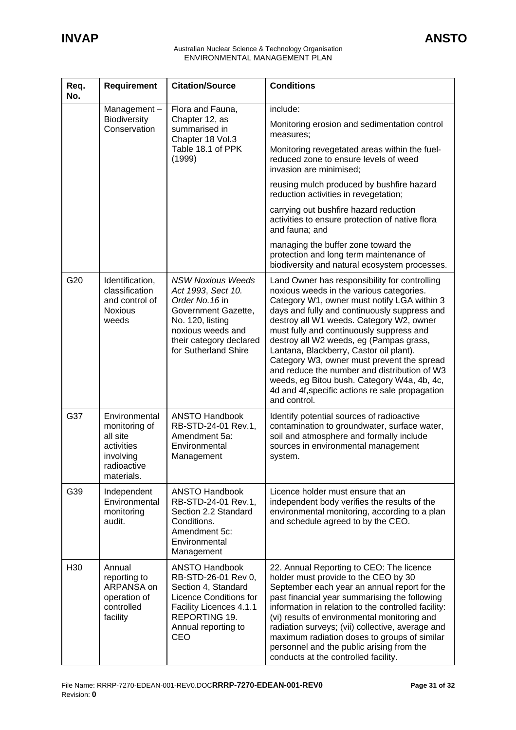| Req. No. | Requirement | Citation/Source | Conditions |
|---|---|---|---|
| | Management – Biodiversity Conservation | Flora and Fauna, Chapter 12, as summarised in Chapter 18 Vol.3 Table 18.1 of PPK (1999) | include:<br>Monitoring erosion and sedimentation control measures;<br>Monitoring revegetated areas within the fuel-reduced zone to ensure levels of weed invasion are minimised;<br>reusing mulch produced by bushfire hazard reduction activities in revegetation;<br>carrying out bushfire hazard reduction activities to ensure protection of native flora and fauna; and<br>managing the buffer zone toward the protection and long term maintenance of biodiversity and natural ecosystem processes. |
| G20 | Identification, classification and control of Noxious weeds | *NSW Noxious Weeds Act 1993, Sect 10. Order No.16* in Government Gazette, No. 120, listing noxious weeds and their category declared for Sutherland Shire | Land Owner has responsibility for controlling noxious weeds in the various categories. Category W1, owner must notify LGA within 3 days and fully and continuously suppress and destroy all W1 weeds. Category W2, owner must fully and continuously suppress and destroy all W2 weeds, eg (Pampas grass, Lantana, Blackberry, Castor oil plant). Category W3, owner must prevent the spread and reduce the number and distribution of W3 weeds, eg Bitou bush. Category W4a, 4b, 4c, 4d and 4f,specific actions re sale propagation and control. |
| G37 | Environmental monitoring of all site activities involving radioactive materials. | ANSTO Handbook RB-STD-24-01 Rev.1, Amendment 5a: Environmental Management | Identify potential sources of radioactive contamination to groundwater, surface water, soil and atmosphere and formally include sources in environmental management system. |
| G39 | Independent Environmental monitoring audit. | ANSTO Handbook RB-STD-24-01 Rev.1, Section 2.2 Standard Conditions. Amendment 5c: Environmental Management | Licence holder must ensure that an independent body verifies the results of the environmental monitoring, according to a plan and schedule agreed to by the CEO. |
| H30 | Annual reporting to ARPANSA on operation of controlled facility | ANSTO Handbook RB-STD-26-01 Rev 0, Section 4, Standard Licence Conditions for Facility Licences 4.1.1 REPORTING 19. Annual reporting to CEO | 22. Annual Reporting to CEO: The licence holder must provide to the CEO by 30 September each year an annual report for the past financial year summarising the following information in relation to the controlled facility: (vi) results of environmental monitoring and radiation surveys; (vii) collective, average and maximum radiation doses to groups of similar personnel and the public arising from the conducts at the controlled facility. |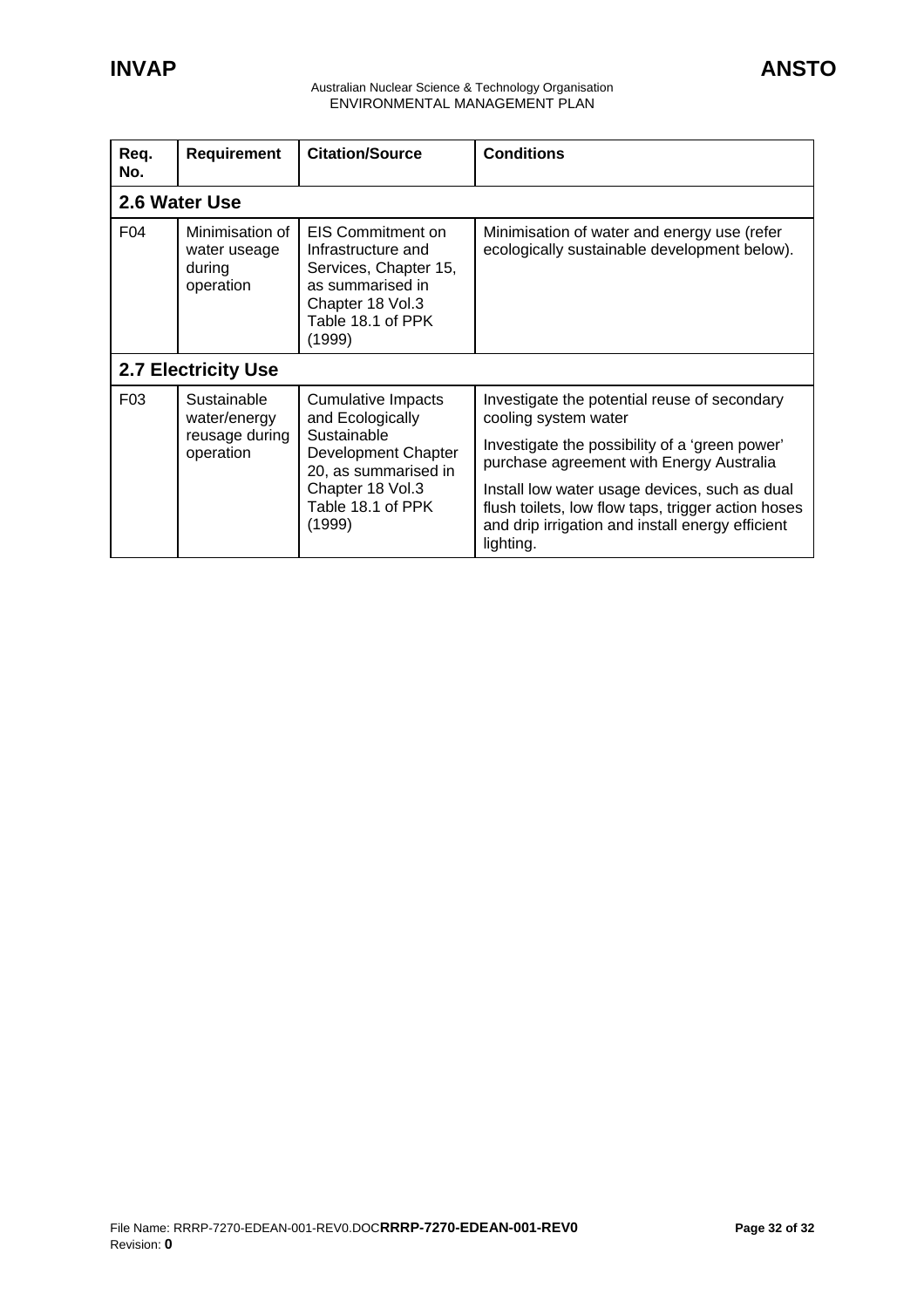| Req. No. | Requirement | Citation/Source | Conditions |
|---|---|---|---|
| **2.6 Water Use** | | | |
| F04 | Minimisation of water useage during operation | EIS Commitment on Infrastructure and Services, Chapter 15, as summarised in Chapter 18 Vol.3 Table 18.1 of PPK (1999) | Minimisation of water and energy use (refer ecologically sustainable development below). |
| **2.7 Electricity Use** | | | |
| F03 | Sustainable water/energy reusage during operation | Cumulative Impacts and Ecologically Sustainable Development Chapter 20, as summarised in Chapter 18 Vol.3 Table 18.1 of PPK (1999) | Investigate the potential reuse of secondary cooling system water<br><br>Investigate the possibility of a 'green power' purchase agreement with Energy Australia<br><br>Install low water usage devices, such as dual flush toilets, low flow taps, trigger action hoses and drip irrigation and install energy efficient lighting. |